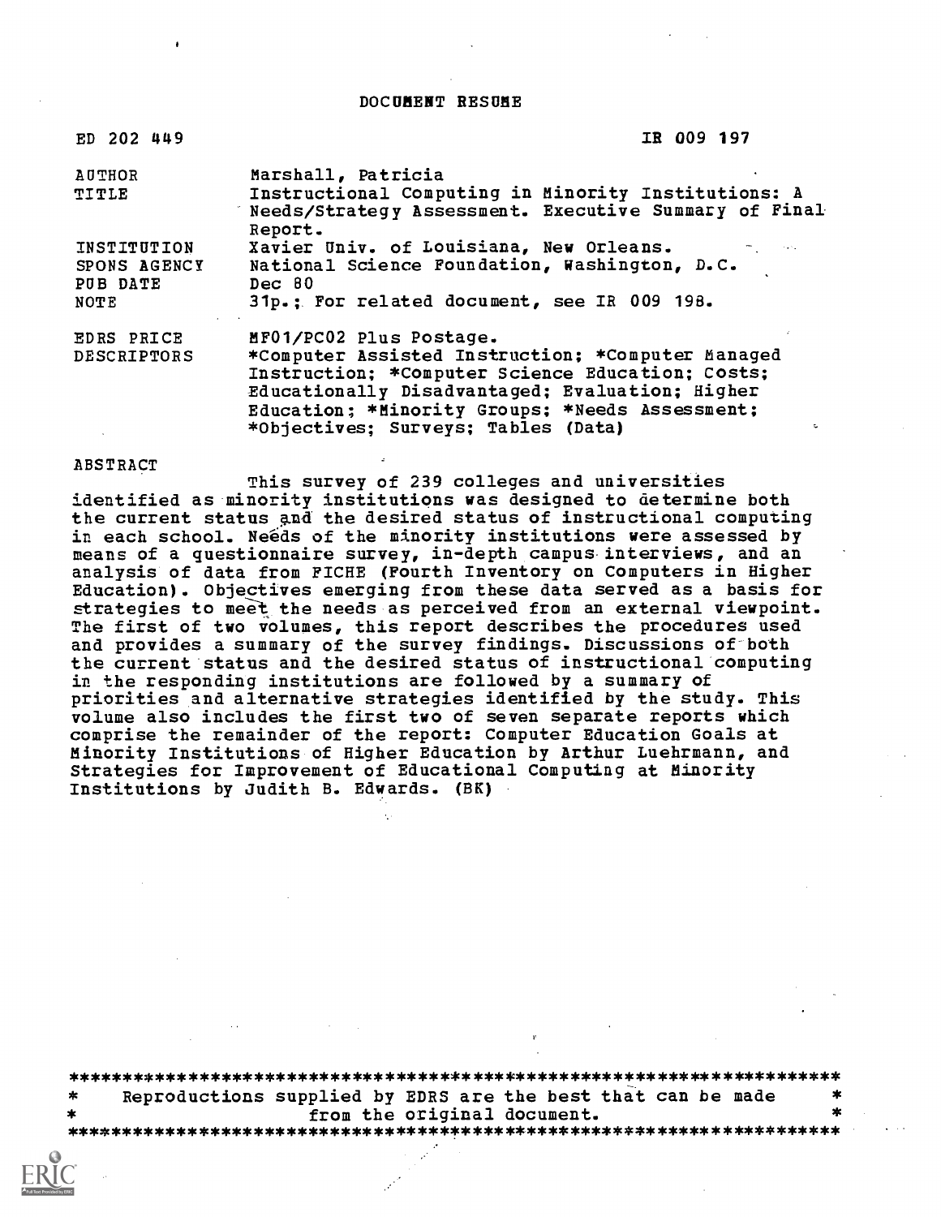# DOCUMENT RESUME

| | |
|---|---|
| ED 202 449 | IR 009 197 |
| AUTHOR | Marshall, Patricia |
| TITLE | Instructional Computing in Minority Institutions: A Needs/Strategy Assessment. Executive Summary of Final Report. |
| INSTITUTION | Xavier Univ. of Louisiana, New Orleans. |
| SPONS AGENCY | National Science Foundation, Washington, D.C. |
| PUB DATE | Dec 80 |
| NOTE | 31p.; For related document, see IR 009 198. |
| EDRS PRICE | MF01/PC02 Plus Postage. |
| DESCRIPTORS | *Computer Assisted Instruction; *Computer Managed Instruction; *Computer Science Education; Costs; Educationally Disadvantaged; Evaluation; Higher Education; *Minority Groups; *Needs Assessment; *Objectives; Surveys; Tables (Data) |

ABSTRACT

This survey of 239 colleges and universities identified as minority institutions was designed to determine both the current status and the desired status of instructional computing in each school. Needs of the minority institutions were assessed by means of a questionnaire survey, in-depth campus interviews, and an analysis of data from FICHE (Fourth Inventory on Computers in Higher Education). Objectives emerging from these data served as a basis for strategies to meet the needs as perceived from an external viewpoint. The first of two volumes, this report describes the procedures used and provides a summary of the survey findings. Discussions of both the current status and the desired status of instructional computing in the responding institutions are followed by a summary of priorities and alternative strategies identified by the study. This volume also includes the first two of seven separate reports which comprise the remainder of the report: Computer Education Goals at Minority Institutions of Higher Education by Arthur Luehrmann, and Strategies for Improvement of Educational Computing at Minority Institutions by Judith B. Edwards. (BK)

***********************************************************************
* Reproductions supplied by EDRS are the best that can be made *
* from the original document. *
***********************************************************************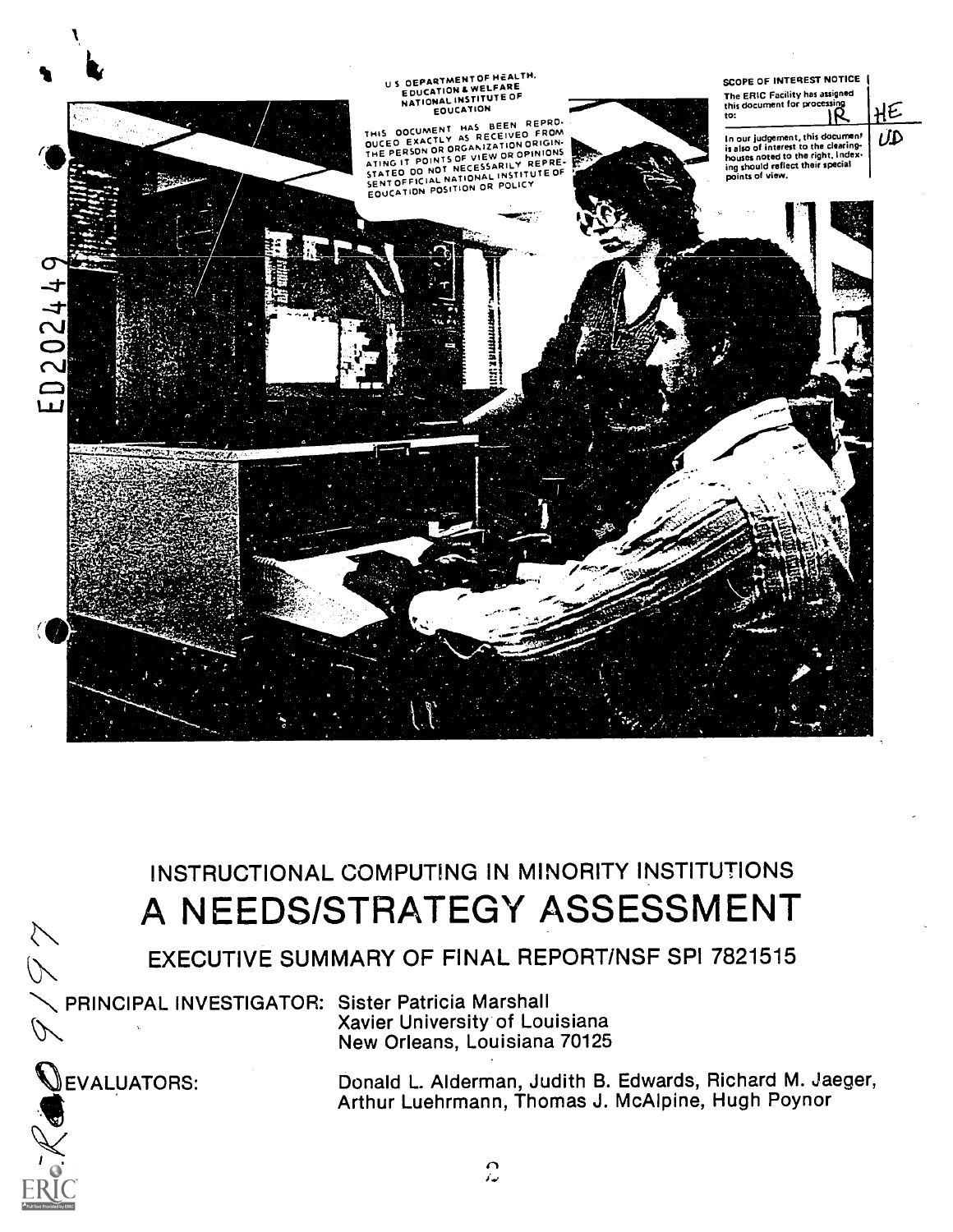U S DEPARTMENT OF HEALTH, EDUCATION & WELFARE NATIONAL INSTITUTE OF EDUCATION

THIS DOCUMENT HAS BEEN REPRODUCED EXACTLY AS RECEIVED FROM THE PERSON OR ORGANIZATION ORIGINATING IT POINTS OF VIEW OR OPINIONS STATED DO NOT NECESSARILY REPRESENT OFFICIAL NATIONAL INSTITUTE OF EDUCATION POSITION OR POLICY

SCOPE OF INTEREST NOTICE

The ERIC Facility has assigned this document for processing to: IR | HE

In our judgement, this document is also of interest to the clearinghouses noted to the right. Indexing should reflect their special points of view. | UD

ED202449

# INSTRUCTIONAL COMPUTING IN MINORITY INSTITUTIONS

# A NEEDS/STRATEGY ASSESSMENT

## EXECUTIVE SUMMARY OF FINAL REPORT/NSF SPI 7821515

PRINCIPAL INVESTIGATOR: Sister Patricia Marshall
Xavier University of Louisiana
New Orleans, Louisiana 70125

EVALUATORS: Donald L. Alderman, Judith B. Edwards, Richard M. Jaeger, Arthur Luehrmann, Thomas J. McAlpine, Hugh Poynor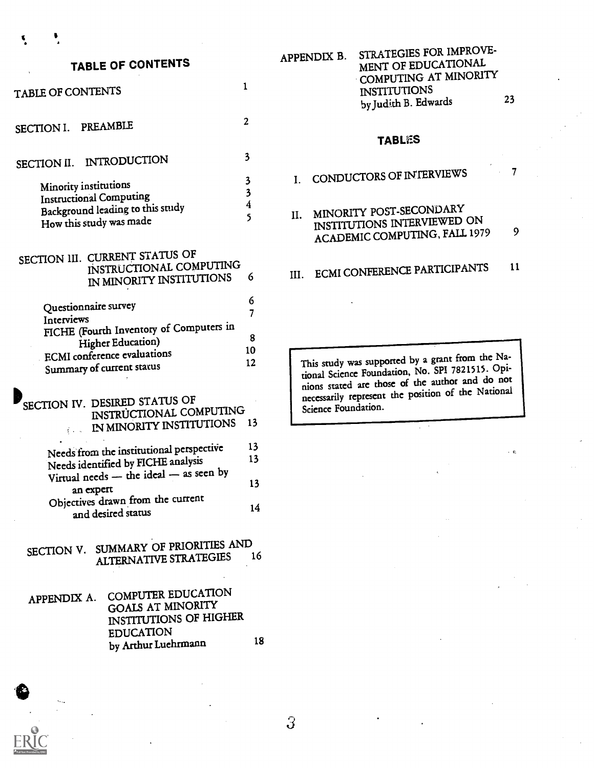## TABLE OF CONTENTS

| | |
|---|---|
| TABLE OF CONTENTS | 1 |
| SECTION I. PREAMBLE | 2 |
| SECTION II. INTRODUCTION | 3 |
| Minority institutions | 3 |
| Instructional Computing | 3 |
| Background leading to this study | 4 |
| How this study was made | 5 |
| SECTION III. CURRENT STATUS OF INSTRUCTIONAL COMPUTING IN MINORITY INSTITUTIONS | 6 |
| Questionnaire survey | 6 |
| Interviews | 7 |
| FICHE (Fourth Inventory of Computers in Higher Education) | 8 |
| ECMI conference evaluations | 10 |
| Summary of current status | 12 |
| SECTION IV. DESIRED STATUS OF INSTRUCTIONAL COMPUTING IN MINORITY INSTITUTIONS | 13 |
| Needs from the institutional perspective | 13 |
| Needs identified by FICHE analysis | 13 |
| Virtual needs — the ideal — as seen by an expert | 13 |
| Objectives drawn from the current and desired status | 14 |
| SECTION V. SUMMARY OF PRIORITIES AND ALTERNATIVE STRATEGIES | 16 |
| APPENDIX A. COMPUTER EDUCATION GOALS AT MINORITY INSTITUTIONS OF HIGHER EDUCATION by Arthur Luehrmann | 18 |
| APPENDIX B. STRATEGIES FOR IMPROVEMENT OF EDUCATIONAL COMPUTING AT MINORITY INSTITUTIONS by Judith B. Edwards | 23 |

## TABLES

| | | |
|---|---|---|
| I. | CONDUCTORS OF INTERVIEWS | 7 |
| II. | MINORITY POST-SECONDARY INSTITUTIONS INTERVIEWED ON ACADEMIC COMPUTING, FALL 1979 | 9 |
| III. | ECMI CONFERENCE PARTICIPANTS | 11 |

This study was supported by a grant from the National Science Foundation, No. SPI 7821515. Opinions stated are those of the author and do not necessarily represent the position of the National Science Foundation.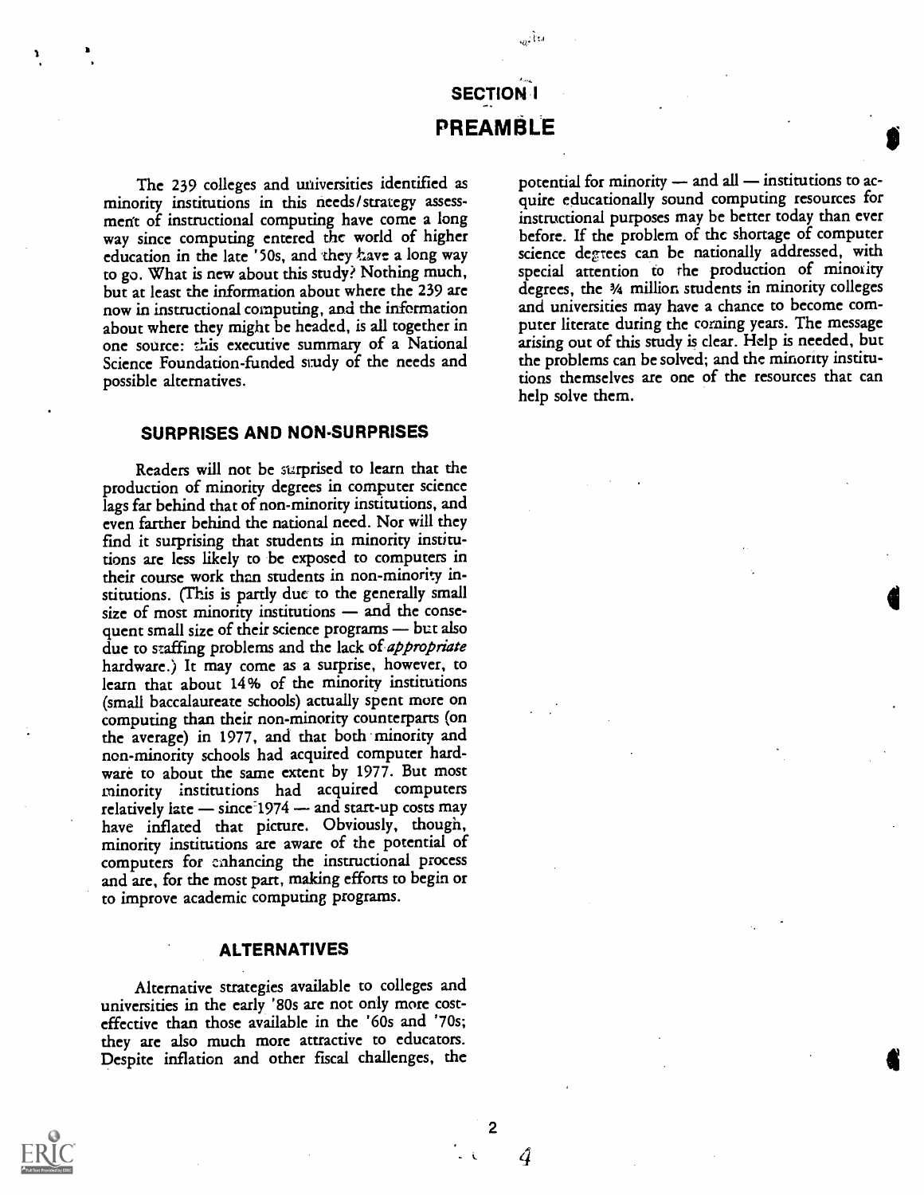# SECTION I

# PREAMBLE

The 239 colleges and universities identified as minority institutions in this needs/strategy assessment of instructional computing have come a long way since computing entered the world of higher education in the late '50s, and they have a long way to go. What is new about this study? Nothing much, but at least the information about where the 239 are now in instructional computing, and the information about where they might be headed, is all together in one source: this executive summary of a National Science Foundation-funded study of the needs and possible alternatives.

## SURPRISES AND NON-SURPRISES

Readers will not be surprised to learn that the production of minority degrees in computer science lags far behind that of non-minority institutions, and even farther behind the national need. Nor will they find it surprising that students in minority institutions are less likely to be exposed to computers in their course work than students in non-minority institutions. (This is partly due to the generally small size of most minority institutions — and the consequent small size of their science programs — but also due to staffing problems and the lack of *appropriate* hardware.) It may come as a surprise, however, to learn that about 14% of the minority institutions (small baccalaureate schools) actually spent more on computing than their non-minority counterparts (on the average) in 1977, and that both minority and non-minority schools had acquired computer hardware to about the same extent by 1977. But most minority institutions had acquired computers relatively late — since 1974 — and start-up costs may have inflated that picture. Obviously, though, minority institutions are aware of the potential of computers for enhancing the instructional process and are, for the most part, making efforts to begin or to improve academic computing programs.

## ALTERNATIVES

Alternative strategies available to colleges and universities in the early '80s are not only more cost-effective than those available in the '60s and '70s; they are also much more attractive to educators. Despite inflation and other fiscal challenges, the potential for minority — and all — institutions to acquire educationally sound computing resources for instructional purposes may be better today than ever before. If the problem of the shortage of computer science degrees can be nationally addressed, with special attention to the production of minority degrees, the ¾ million students in minority colleges and universities may have a chance to become computer literate during the coming years. The message arising out of this study is clear. Help is needed, but the problems can be solved; and the minority institutions themselves are one of the resources that can help solve them.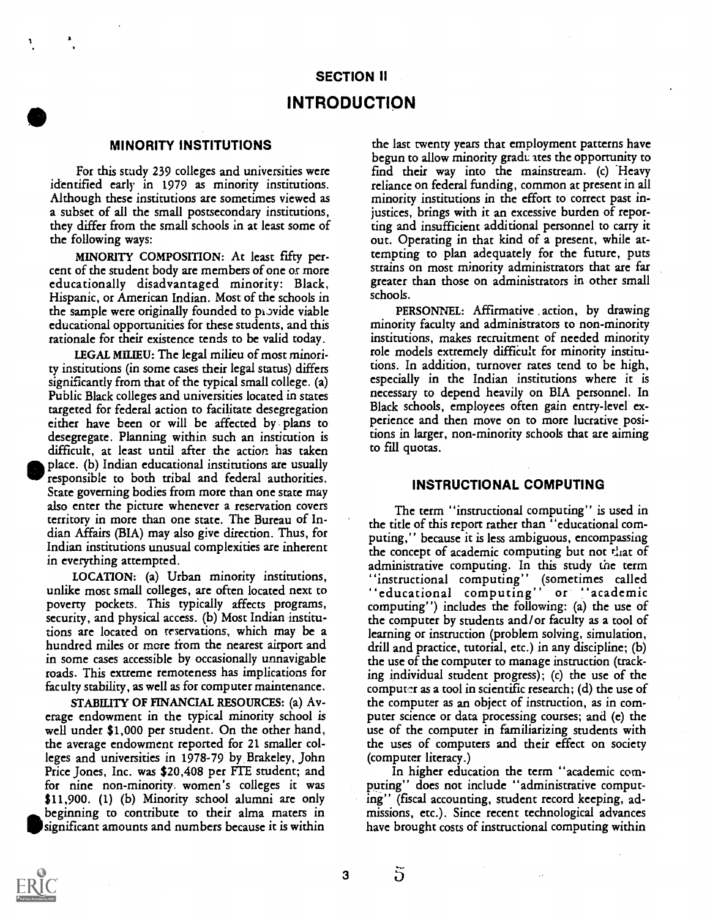# SECTION II

# INTRODUCTION

## MINORITY INSTITUTIONS

For this study 239 colleges and universities were identified early in 1979 as minority institutions. Although these institutions are sometimes viewed as a subset of all the small postsecondary institutions, they differ from the small schools in at least some of the following ways:

MINORITY COMPOSITION: At least fifty percent of the student body are members of one or more educationally disadvantaged minority: Black, Hispanic, or American Indian. Most of the schools in the sample were originally founded to provide viable educational opportunities for these students, and this rationale for their existence tends to be valid today.

LEGAL MILIEU: The legal milieu of most minority institutions (in some cases their legal status) differs significantly from that of the typical small college. (a) Public Black colleges and universities located in states targeted for federal action to facilitate desegregation either have been or will be affected by plans to desegregate. Planning within such an institution is difficult, at least until after the action has taken place. (b) Indian educational institutions are usually responsible to both tribal and federal authorities. State governing bodies from more than one state may also enter the picture whenever a reservation covers territory in more than one state. The Bureau of Indian Affairs (BIA) may also give direction. Thus, for Indian institutions unusual complexities are inherent in everything attempted.

LOCATION: (a) Urban minority institutions, unlike most small colleges, are often located next to poverty pockets. This typically affects programs, security, and physical access. (b) Most Indian institutions are located on reservations, which may be a hundred miles or more from the nearest airport and in some cases accessible by occasionally unnavigable roads. This extreme remoteness has implications for faculty stability, as well as for computer maintenance.

STABILITY OF FINANCIAL RESOURCES: (a) Average endowment in the typical minority school is well under $1,000 per student. On the other hand, the average endowment reported for 21 smaller colleges and universities in 1978-79 by Brakeley, John Price Jones, Inc. was $20,408 per FTE student; and for nine non-minority women's colleges it was $11,900. (1) (b) Minority school alumni are only beginning to contribute to their alma maters in significant amounts and numbers because it is within the last twenty years that employment patterns have begun to allow minority graduates the opportunity to find their way into the mainstream. (c) Heavy reliance on federal funding, common at present in all minority institutions in the effort to correct past injustices, brings with it an excessive burden of reporting and insufficient additional personnel to carry it out. Operating in that kind of a present, while attempting to plan adequately for the future, puts strains on most minority administrators that are far greater than those on administrators in other small schools.

PERSONNEL: Affirmative action, by drawing minority faculty and administrators to non-minority institutions, makes recruitment of needed minority role models extremely difficult for minority institutions. In addition, turnover rates tend to be high, especially in the Indian institutions where it is necessary to depend heavily on BIA personnel. In Black schools, employees often gain entry-level experience and then move on to more lucrative positions in larger, non-minority schools that are aiming to fill quotas.

## INSTRUCTIONAL COMPUTING

The term "instructional computing" is used in the title of this report rather than "educational computing," because it is less ambiguous, encompassing the concept of academic computing but not that of administrative computing. In this study the term "instructional computing" (sometimes called "educational computing" or "academic computing") includes the following: (a) the use of the computer by students and/or faculty as a tool of learning or instruction (problem solving, simulation, drill and practice, tutorial, etc.) in any discipline; (b) the use of the computer to manage instruction (tracking individual student progress); (c) the use of the computer as a tool in scientific research; (d) the use of the computer as an object of instruction, as in computer science or data processing courses; and (e) the use of the computer in familiarizing students with the uses of computers and their effect on society (computer literacy.)

In higher education the term "academic computing" does not include "administrative computing" (fiscal accounting, student record keeping, admissions, etc.). Since recent technological advances have brought costs of instructional computing within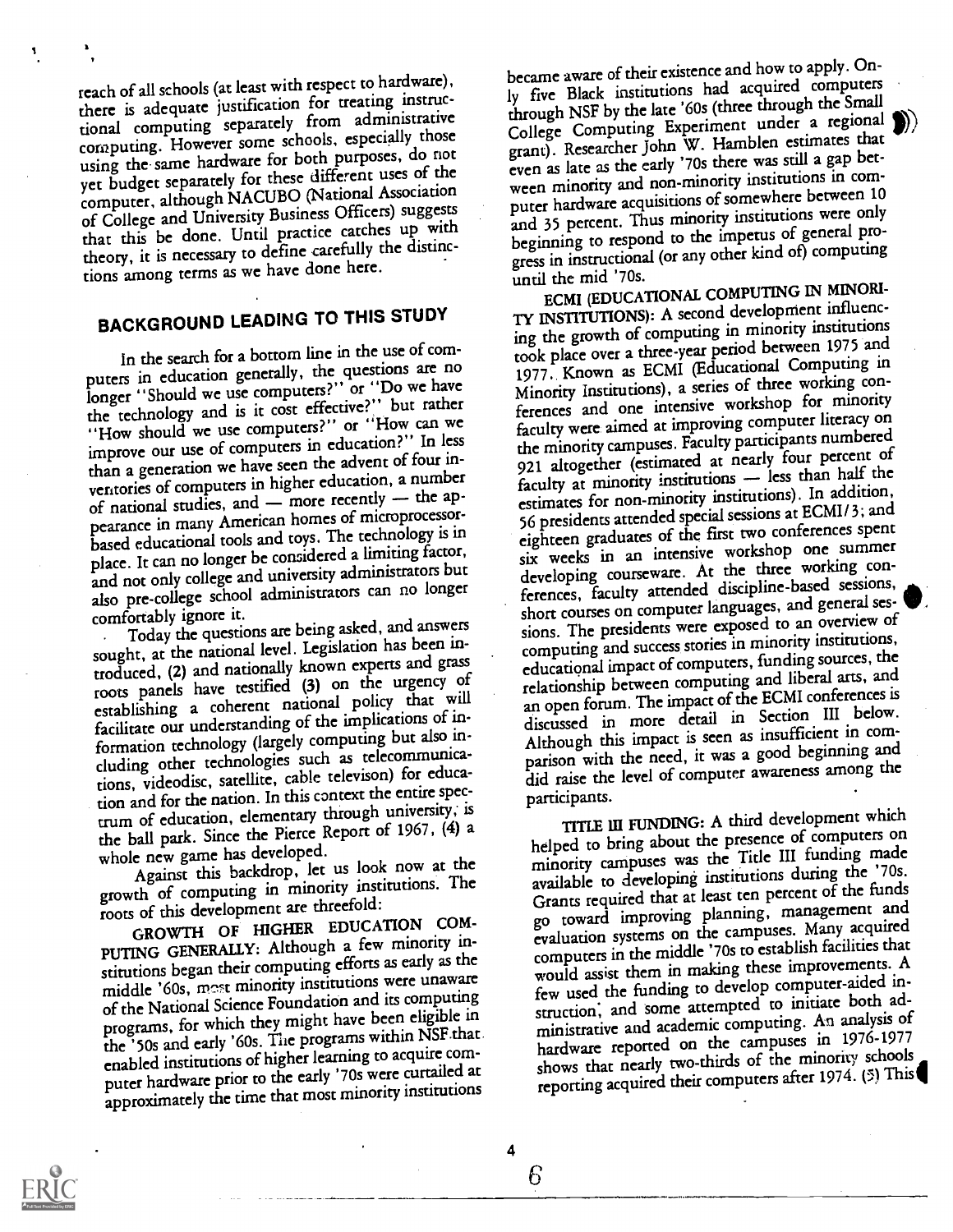reach of all schools (at least with respect to hardware), there is adequate justification for treating instructional computing separately from administrative computing. However some schools, especially those using the same hardware for both purposes, do not yet budget separately for these different uses of the computer, although NACUBO (National Association of College and University Business Officers) suggests that this be done. Until practice catches up with theory, it is necessary to define carefully the distinctions among terms as we have done here.

## BACKGROUND LEADING TO THIS STUDY

In the search for a bottom line in the use of computers in education generally, the questions are no longer "Should we use computers?" or "Do we have the technology and is it cost effective?" but rather "How should we use computers?" or "How can we improve our use of computers in education?" In less than a generation we have seen the advent of four inventories of computers in higher education, a number of national studies, and — more recently — the appearance in many American homes of microprocessor-based educational tools and toys. The technology is in place. It can no longer be considered a limiting factor, and not only college and university administrators but also pre-college school administrators can no longer comfortably ignore it.

Today the questions are being asked, and answers sought, at the national level. Legislation has been introduced, (2) and nationally known experts and grass roots panels have testified (3) on the urgency of establishing a coherent national policy that will facilitate our understanding of the implications of information technology (largely computing but also including other technologies such as telecommunications, videodisc, satellite, cable televison) for education and for the nation. In this context the entire spectrum of education, elementary through university, is the ball park. Since the Pierce Report of 1967, (4) a whole new game has developed.

Against this backdrop, let us look now at the growth of computing in minority institutions. The roots of this development are threefold:

GROWTH OF HIGHER EDUCATION COMPUTING GENERALLY: Although a few minority institutions began their computing efforts as early as the middle '60s, most minority institutions were unaware of the National Science Foundation and its computing programs, for which they might have been eligible in the '50s and early '60s. The programs within NSF that enabled institutions of higher learning to acquire computer hardware prior to the early '70s were curtailed at approximately the time that most minority institutions became aware of their existence and how to apply. Only five Black institutions had acquired computers through NSF by the late '60s (three through the Small College Computing Experiment under a regional grant). Researcher John W. Hamblen estimates that even as late as the early '70s there was still a gap between minority and non-minority institutions in computer hardware acquisitions of somewhere between 10 and 35 percent. Thus minority institutions were only beginning to respond to the impetus of general progress in instructional (or any other kind of) computing until the mid '70s.

ECMI (EDUCATIONAL COMPUTING IN MINORITY INSTITUTIONS): A second development influencing the growth of computing in minority institutions took place over a three-year period between 1975 and 1977. Known as ECMI (Educational Computing in Minority Institutions), a series of three working conferences and one intensive workshop for minority faculty were aimed at improving computer literacy on the minority campuses. Faculty participants numbered 921 altogether (estimated at nearly four percent of faculty at minority institutions — less than half the estimates for non-minority institutions). In addition, 56 presidents attended special sessions at ECMI/3; and eighteen graduates of the first two conferences spent six weeks in an intensive workshop one summer developing courseware. At the three working conferences, faculty attended discipline-based sessions, short courses on computer languages, and general sessions. The presidents were exposed to an overview of computing and success stories in minority institutions, educational impact of computers, funding sources, the relationship between computing and liberal arts, and an open forum. The impact of the ECMI conferences is discussed in more detail in Section III below. Although this impact is seen as insufficient in comparison with the need, it was a good beginning and did raise the level of computer awareness among the participants.

TITLE III FUNDING: A third development which helped to bring about the presence of computers on minority campuses was the Title III funding made available to developing institutions during the '70s. Grants required that at least ten percent of the funds go toward improving planning, management and evaluation systems on the campuses. Many acquired computers in the middle '70s to establish facilities that would assist them in making these improvements. A few used the funding to develop computer-aided instruction, and some attempted to initiate both administrative and academic computing. An analysis of hardware reported on the campuses in 1976-1977 shows that nearly two-thirds of the minority schools reporting acquired their computers after 1974. (5) This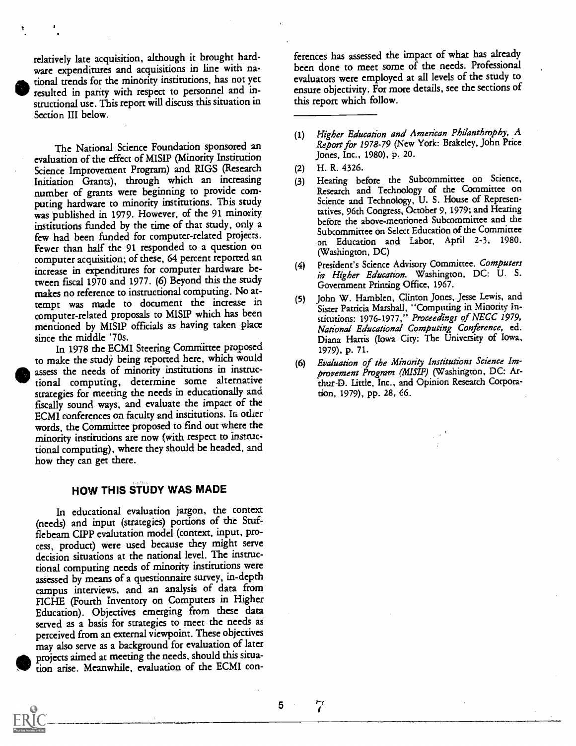relatively late acquisition, although it brought hardware expenditures and acquisitions in line with national trends for the minority institutions, has not yet resulted in parity with respect to personnel and instructional use. This report will discuss this situation in Section III below.

The National Science Foundation sponsored an evaluation of the effect of MISIP (Minority Institution Science Improvement Program) and RIGS (Research Initiation Grants), through which an increasing number of grants were beginning to provide computing hardware to minority institutions. This study was published in 1979. However, of the 91 minority institutions funded by the time of that study, only a few had been funded for computer-related projects. Fewer than half the 91 responded to a question on computer acquisition; of these, 64 percent reported an increase in expenditures for computer hardware between fiscal 1970 and 1977. (6) Beyond this the study makes no reference to instructional computing. No attempt was made to document the increase in computer-related proposals to MISIP which has been mentioned by MISIP officials as having taken place since the middle '70s.

In 1978 the ECMI Steering Committee proposed to make the study being reported here, which would assess the needs of minority institutions in instructional computing, determine some alternative strategies for meeting the needs in educationally and fiscally sound ways, and evaluate the impact of the ECMI conferences on faculty and institutions. In other words, the Committee proposed to find out where the minority institutions are now (with respect to instructional computing), where they should be headed, and how they can get there.

## HOW THIS STUDY WAS MADE

In educational evaluation jargon, the context (needs) and input (strategies) portions of the Stufflebeam CIPP evalutation model (context, input, process, product) were used because they might serve decision situations at the national level. The instructional computing needs of minority institutions were assessed by means of a questionnaire survey, in-depth campus interviews, and an analysis of data from FICHE (Fourth Inventory on Computers in Higher Education). Objectives emerging from these data served as a basis for strategies to meet the needs as perceived from an external viewpoint. These objectives may also serve as a background for evaluation of later projects aimed at meeting the needs, should this situation arise. Meanwhile, evaluation of the ECMI conferences has assessed the impact of what has already been done to meet some of the needs. Professional evaluators were employed at all levels of the study to ensure objectivity. For more details, see the sections of this report which follow.

---

(1) *Higher Education and American Philanthrophy, A Report for 1978-79* (New York: Brakeley, John Price Jones, Inc., 1980), p. 20.

(2) H. R. 4326.

(3) Hearing before the Subcommittee on Science, Research and Technology of the Committee on Science and Technology, U. S. House of Representatives, 96th Congress, October 9, 1979; and Hearing before the above-mentioned Subcommittee and the Subcommittee on Select Education of the Committee on Education and Labor, April 2-3, 1980. (Washington, DC)

(4) President's Science Advisory Committee. *Computers in Higher Education.* Washington, DC: U. S. Government Printing Office, 1967.

(5) John W. Hamblen, Clinton Jones, Jesse Lewis, and Sister Patricia Marshall, "Computing in Minority Institutions: 1976-1977," *Proceedings of NECC 1979, National Educational Computing Conference,* ed. Diana Harris (Iowa City: The University of Iowa, 1979), p. 71.

(6) *Evaluation of the Minority Institutions Science Improvement Program (MISIP)* (Washington, DC: Arthur D. Little, Inc., and Opinion Research Corporation, 1979), pp. 28, 66.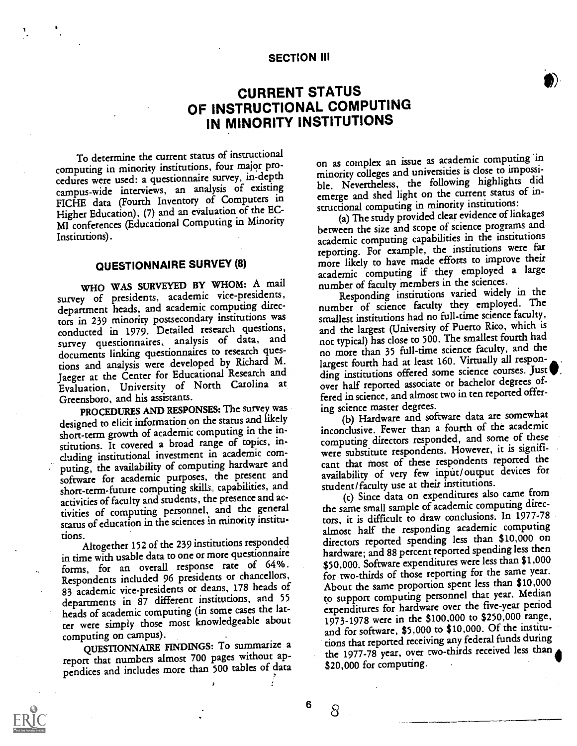## SECTION III

# CURRENT STATUS OF INSTRUCTIONAL COMPUTING IN MINORITY INSTITUTIONS

To determine the current status of instructional computing in minority institutions, four major procedures were used: a questionnaire survey, in-depth campus-wide interviews, an analysis of existing FICHE data (Fourth Inventory of Computers in Higher Education), (7) and an evaluation of the ECMI conferences (Educational Computing in Minority Institutions).

## QUESTIONNAIRE SURVEY (8)

**WHO WAS SURVEYED BY WHOM:** A mail survey of presidents, academic vice-presidents, department heads, and academic computing directors in 239 minority postsecondary institutions was conducted in 1979. Detailed research questions, survey questionnaires, analysis of data, and documents linking questionnaires to research questions and analysis were developed by Richard M. Jaeger at the Center for Educational Research and Evaluation, University of North Carolina at Greensboro, and his assistants.

**PROCEDURES AND RESPONSES:** The survey was designed to elicit information on the status and likely short-term growth of academic computing in the institutions. It covered a broad range of topics, including institutional investment in academic computing, the availability of computing hardware and software for academic purposes, the present and short-term-future computing skills, capabilities, and activities of faculty and students, the presence and activities of computing personnel, and the general status of education in the sciences in minority institutions.

Altogether 152 of the 239 institutions responded in time with usable data to one or more questionnaire forms, for an overall response rate of 64%. Respondents included 96 presidents or chancellors, 83 academic vice-presidents or deans, 178 heads of departments in 87 different institutions, and 55 heads of academic computing (in some cases the latter were simply those most knowledgeable about computing on campus).

**QUESTIONNAIRE FINDINGS:** To summarize a report that numbers almost 700 pages without appendices and includes more than 500 tables of data on as complex an issue as academic computing in minority colleges and universities is close to impossible. Nevertheless, the following highlights did emerge and shed light on the current status of instructional computing in minority institutions:

(a) The study provided clear evidence of linkages between the size and scope of science programs and academic computing capabilities in the institutions reporting. For example, the institutions were far more likely to have made efforts to improve their academic computing if they employed a large number of faculty members in the sciences.

Responding institutions varied widely in the number of science faculty they employed. The smallest institutions had no full-time science faculty, and the largest (University of Puerto Rico, which is not typical) has close to 500. The smallest fourth had no more than 35 full-time science faculty, and the largest fourth had at least 160. Virtually all responding institutions offered some science courses. Just over half reported associate or bachelor degrees offered in science, and almost two in ten reported offering science master degrees.

(b) Hardware and software data are somewhat inconclusive. Fewer than a fourth of the academic computing directors responded, and some of these were substitute respondents. However, it is significant that most of these respondents reported the availability of very few input/output devices for student/faculty use at their institutions.

(c) Since data on expenditures also came from the same small sample of academic computing directors, it is difficult to draw conclusions. In 1977-78 almost half the responding academic computing directors reported spending less than $10,000 on hardware; and 88 percent reported spending less then $50,000. Software expenditures were less than $1,000 for two-thirds of those reporting for the same year. About the same proportion spent less than $10,000 to support computing personnel that year. Median expenditures for hardware over the five-year period 1973-1978 were in the $100,000 to $250,000 range, and for software, $5,000 to $10,000. Of the institutions that reported receiving any federal funds during the 1977-78 year, over two-thirds received less than $20,000 for computing.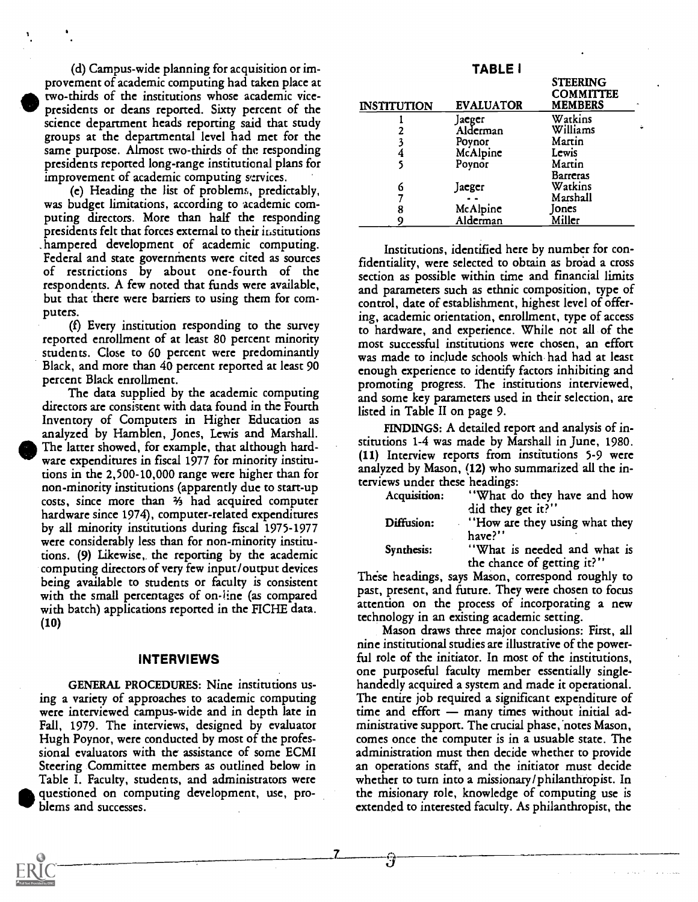(d) Campus-wide planning for acquisition or improvement of academic computing had taken place at two-thirds of the institutions whose academic vice-presidents or deans reported. Sixty percent of the science department heads reporting said that study groups at the departmental level had met for the same purpose. Almost two-thirds of the responding presidents reported long-range institutional plans for improvement of academic computing services.

(e) Heading the list of problems, predictably, was budget limitations, according to academic computing directors. More than half the responding presidents felt that forces external to their institutions hampered development of academic computing. Federal and state governments were cited as sources of restrictions by about one-fourth of the respondents. A few noted that funds were available, but that there were barriers to using them for computers.

(f) Every institution responding to the survey reported enrollment of at least 80 percent minority students. Close to 60 percent were predominantly Black, and more than 40 percent reported at least 90 percent Black enrollment.

The data supplied by the academic computing directors are consistent with data found in the Fourth Inventory of Computers in Higher Education as analyzed by Hamblen, Jones, Lewis and Marshall. The latter showed, for example, that although hardware expenditures in fiscal 1977 for minority institutions in the 2,500-10,000 range were higher than for non-minority institutions (apparently due to start-up costs, since more than ⅔ had acquired computer hardware since 1974), computer-related expenditures by all minority institutions during fiscal 1975-1977 were considerably less than for non-minority institutions. **(9)** Likewise, the reporting by the academic computing directors of very few input/output devices being available to students or faculty is consistent with the small percentages of on-line (as compared with batch) applications reported in the FICHE data. **(10)**

## INTERVIEWS

GENERAL PROCEDURES: Nine institutions using a variety of approaches to academic computing were interviewed campus-wide and in depth late in Fall, 1979. The interviews, designed by evaluator Hugh Poynor, were conducted by most of the professional evaluators with the assistance of some ECMI Steering Committee members as outlined below in Table I. Faculty, students, and administrators were questioned on computing development, use, problems and successes.

**TABLE I**

| INSTITUTION | EVALUATOR | STEERING COMMITTEE MEMBERS |
|---|---|---|
| 1 | Jaeger | Watkins |
| 2 | Alderman | Williams |
| 3 | Poynor | Martin |
| 4 | McAlpine | Lewis |
| 5 | Poynor | Martin<br>Barreras |
| 6 | Jaeger | Watkins |
| 7 | - - | Marshall |
| 8 | McAlpine | Jones |
| 9 | Alderman | Miller |

Institutions, identified here by number for confidentiality, were selected to obtain as broad a cross section as possible within time and financial limits and parameters such as ethnic composition, type of control, date of establishment, highest level of offering, academic orientation, enrollment, type of access to hardware, and experience. While not all of the most successful institutions were chosen, an effort was made to include schools which had had at least enough experience to identify factors inhibiting and promoting progress. The institutions interviewed, and some key parameters used in their selection, are listed in Table II on page 9.

FINDINGS: A detailed report and analysis of institutions 1-4 was made by Marshall in June, 1980. **(11)** Interview reports from institutions 5-9 were analyzed by Mason, **(12)** who summarized all the interviews under these headings:

| | |
|---|---|
| **Acquisition:** | "What do they have and how did they get it?" |
| **Diffusion:** | "How are they using what they have?" |
| **Synthesis:** | "What is needed and what is the chance of getting it?" |

These headings, says Mason, correspond roughly to past, present, and future. They were chosen to focus attention on the process of incorporating a new technology in an existing academic setting.

Mason draws three major conclusions: First, all nine institutional studies are illustrative of the powerful role of the initiator. In most of the institutions, one purposeful faculty member essentially singlehandedly acquired a system and made it operational. The entire job required a significant expenditure of time and effort — many times without initial administrative support. The crucial phase, notes Mason, comes once the computer is in a usuable state. The administration must then decide whether to provide an operations staff, and the initiator must decide whether to turn into a missionary/philanthropist. In the misionary role, knowledge of computing use is extended to interested faculty. As philanthropist, the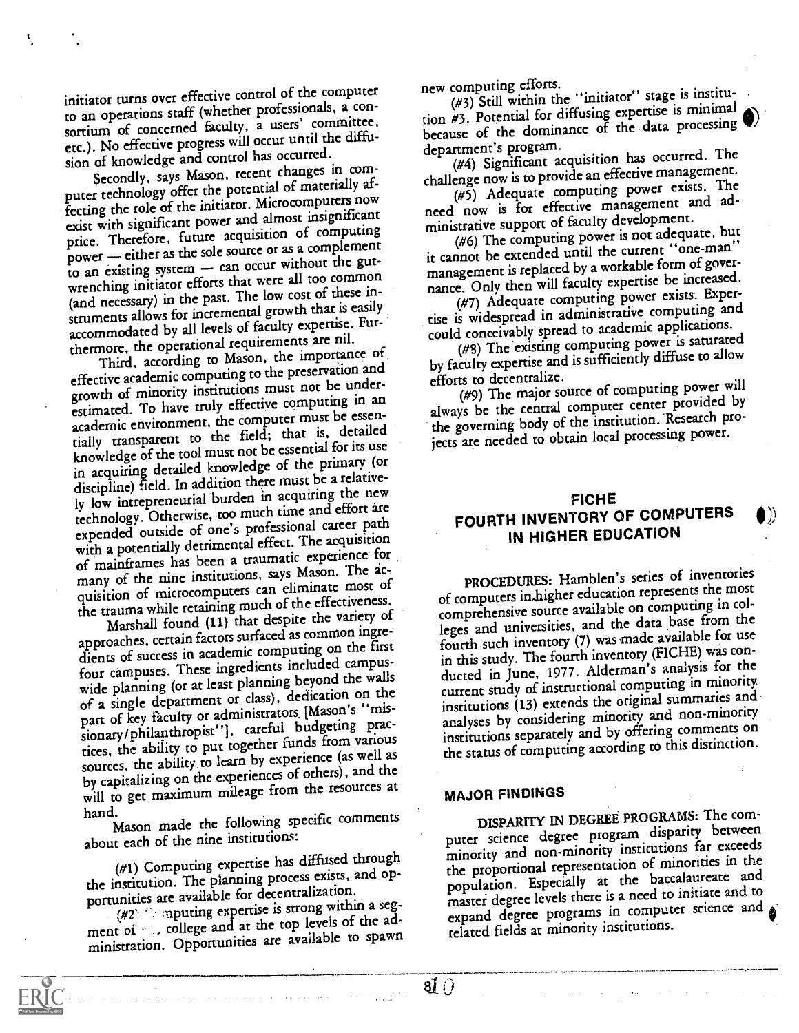initiator turns over effective control of the computer to an operations staff (whether professionals, a consortium of concerned faculty, a users' committee, etc.). No effective progress will occur until the diffusion of knowledge and control has occurred.

Secondly, says Mason, recent changes in computer technology offer the potential of materially affecting the role of the initiator. Microcomputers now exist with significant power and almost insignificant price. Therefore, future acquisition of computing power — either as the sole source or as a complement to an existing system — can occur without the gut-wrenching initiator efforts that were all too common (and necessary) in the past. The low cost of these instruments allows for incremental growth that is easily accommodated by all levels of faculty expertise. Furthermore, the operational requirements are nil.

Third, according to Mason, the importance of effective academic computing to the preservation and growth of minority institutions must not be underestimated. To have truly effective computing in an academic environment, the computer must be essentially transparent to the field; that is, detailed knowledge of the tool must not be essential for its use in acquiring detailed knowledge of the primary (or discipline) field. In addition there must be a relatively low intrepreneurial burden in acquiring the new technology. Otherwise, too much time and effort are expended outside of one's professional career path with a potentially detrimental effect. The acquisition of mainframes has been a traumatic experience for many of the nine institutions, says Mason. The acquisition of microcomputers can eliminate most of the trauma while retaining much of the effectiveness.

Marshall found (11) that despite the variety of approaches, certain factors surfaced as common ingredients of success in academic computing on the first four campuses. These ingredients included campus-wide planning (or at least planning beyond the walls of a single department or class), dedication on the part of key faculty or administrators [Mason's "missionary/philanthropist"], careful budgeting practices, the ability to put together funds from various sources, the ability to learn by experience (as well as by capitalizing on the experiences of others), and the will to get maximum mileage from the resources at hand.

Mason made the following specific comments about each of the nine institutions:

(#1) Computing expertise has diffused through the institution. The planning process exists, and opportunities are available for decentralization.

(#2) Computing expertise is strong within a segment of the college and at the top levels of the administration. Opportunities are available to spawn new computing efforts.

(#3) Still within the "initiator" stage is institution #3. Potential for diffusing expertise is minimal because of the dominance of the data processing department's program.

(#4) Significant acquisition has occurred. The challenge now is to provide an effective management.

(#5) Adequate computing power exists. The need now is for effective management and administrative support of faculty development.

(#6) The computing power is not adequate, but it cannot be extended until the current "one-man" management is replaced by a workable form of governance. Only then will faculty expertise be increased.

(#7) Adequate computing power exists. Expertise is widespread in administrative computing and could conceivably spread to academic applications.

(#8) The existing computing power is saturated by faculty expertise and is sufficiently diffuse to allow efforts to decentralize.

(#9) The major source of computing power will always be the central computer center provided by the governing body of the institution. Research projects are needed to obtain local processing power.

## FICHE
## FOURTH INVENTORY OF COMPUTERS IN HIGHER EDUCATION

PROCEDURES: Hamblen's series of inventories of computers in higher education represents the most comprehensive source available on computing in colleges and universities, and the data base from the fourth such inventory (7) was made available for use in this study. The fourth inventory (FICHE) was conducted in June, 1977. Alderman's analysis for the current study of instructional computing in minority institutions (13) extends the original summaries and analyses by considering minority and non-minority institutions separately and by offering comments on the status of computing according to this distinction.

### MAJOR FINDINGS

DISPARITY IN DEGREE PROGRAMS: The computer science degree program disparity between minority and non-minority institutions far exceeds the proportional representation of minorities in the population. Especially at the baccalaureate and master degree levels there is a need to initiate and to expand degree programs in computer science and related fields at minority institutions.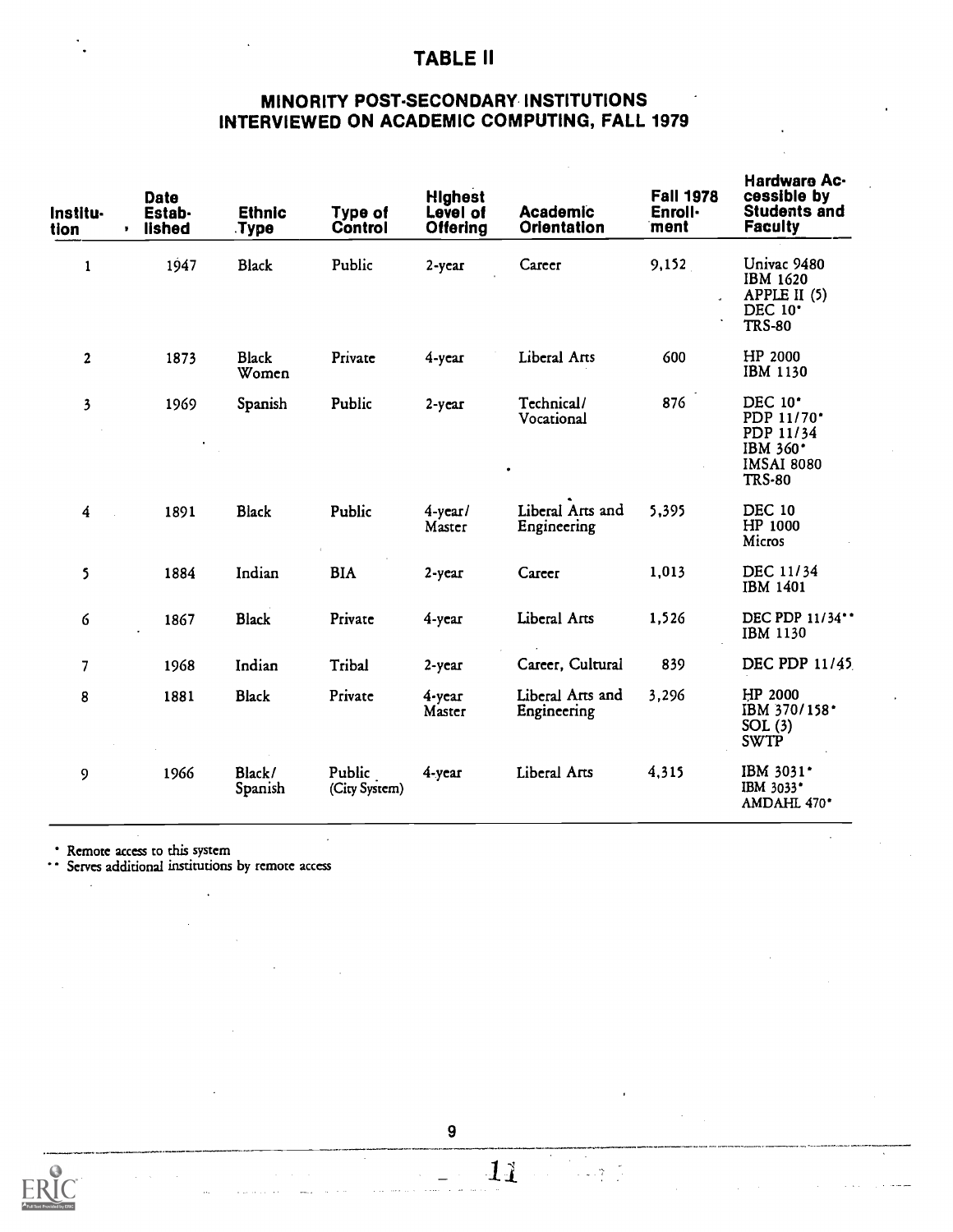# TABLE II

## MINORITY POST-SECONDARY INSTITUTIONS INTERVIEWED ON ACADEMIC COMPUTING, FALL 1979

| Institution | Date Established | Ethnic Type | Type of Control | Highest Level of Offering | Academic Orientation | Fall 1978 Enrollment | Hardware Accessible by Students and Faculty |
|---|---|---|---|---|---|---|---|
| 1 | 1947 | Black | Public | 2-year | Career | 9,152 | Univac 9480<br>IBM 1620<br>APPLE II (5)<br>DEC 10*<br>TRS-80 |
| 2 | 1873 | Black Women | Private | 4-year | Liberal Arts | 600 | HP 2000<br>IBM 1130 |
| 3 | 1969 | Spanish | Public | 2-year | Technical/ Vocational | 876 | DEC 10*<br>PDP 11/70*<br>PDP 11/34<br>IBM 360*<br>IMSAI 8080<br>TRS-80 |
| 4 | 1891 | Black | Public | 4-year/ Master | Liberal Arts and Engineering | 5,395 | DEC 10<br>HP 1000<br>Micros |
| 5 | 1884 | Indian | BIA | 2-year | Career | 1,013 | DEC 11/34<br>IBM 1401 |
| 6 | 1867 | Black | Private | 4-year | Liberal Arts | 1,526 | DEC PDP 11/34**<br>IBM 1130 |
| 7 | 1968 | Indian | Tribal | 2-year | Career, Cultural | 839 | DEC PDP 11/45 |
| 8 | 1881 | Black | Private | 4-year Master | Liberal Arts and Engineering | 3,296 | HP 2000<br>IBM 370/158*<br>SOL (3)<br>SWTP |
| 9 | 1966 | Black/ Spanish | Public (City System) | 4-year | Liberal Arts | 4,315 | IBM 3031*<br>IBM 3033*<br>AMDAHL 470* |

\* Remote access to this system
\*\* Serves additional institutions by remote access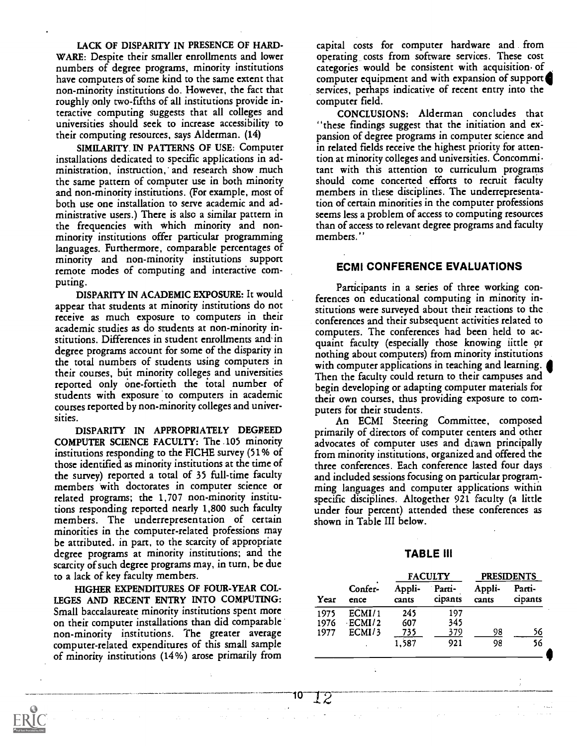**LACK OF DISPARITY IN PRESENCE OF HARDWARE:** Despite their smaller enrollments and lower numbers of degree programs, minority institutions have computers of some kind to the same extent that non-minority institutions do. However, the fact that roughly only two-fifths of all institutions provide interactive computing suggests that all colleges and universities should seek to increase accessibility to their computing resources, says Alderman. (14)

**SIMILARITY IN PATTERNS OF USE:** Computer installations dedicated to specific applications in administration, instruction, and research show much the same pattern of computer use in both minority and non-minority institutions. (For example, most of both use one installation to serve academic and administrative users.) There is also a similar pattern in the frequencies with which minority and non-minority institutions offer particular programming languages. Furthermore, comparable percentages of minority and non-minority institutions support remote modes of computing and interactive computing.

**DISPARITY IN ACADEMIC EXPOSURE:** It would appear that students at minority institutions do not receive as much exposure to computers in their academic studies as do students at non-minority institutions. Differences in student enrollments and in degree programs account for some of the disparity in the total numbers of students using computers in their courses, but minority colleges and universities reported only one-fortieth the total number of students with exposure to computers in academic courses reported by non-minority colleges and universities.

**DISPARITY IN APPROPRIATELY DEGREED COMPUTER SCIENCE FACULTY:** The 105 minority institutions responding to the FICHE survey (51% of those identified as minority institutions at the time of the survey) reported a total of 35 full-time faculty members with doctorates in computer science or related programs; the 1,707 non-minority institutions responding reported nearly 1,800 such faculty members. The underrepresentation of certain minorities in the computer-related professions may be attributed, in part, to the scarcity of appropriate degree programs at minority institutions; and the scarcity of such degree programs may, in turn, be due to a lack of key faculty members.

**HIGHER EXPENDITURES OF FOUR-YEAR COLLEGES AND RECENT ENTRY INTO COMPUTING:** Small baccalaureate minority institutions spent more on their computer installations than did comparable non-minority institutions. The greater average computer-related expenditures of this small sample of minority institutions (14%) arose primarily from capital costs for computer hardware and from operating costs from software services. These cost categories would be consistent with acquisition of computer equipment and with expansion of support services, perhaps indicative of recent entry into the computer field.

**CONCLUSIONS:** Alderman concludes that "these findings suggest that the initiation and expansion of degree programs in computer science and in related fields receive the highest priority for attention at minority colleges and universities. Concommitant with this attention to curriculum programs should come concerted efforts to recruit faculty members in these disciplines. The underrepresentation of certain minorities in the computer professions seems less a problem of access to computing resources than of access to relevant degree programs and faculty members."

## ECMI CONFERENCE EVALUATIONS

Participants in a series of three working conferences on educational computing in minority institutions were surveyed about their reactions to the conferences and their subsequent activities related to computers. The conferences had been held to acquaint faculty (especially those knowing little or nothing about computers) from minority institutions with computer applications in teaching and learning. Then the faculty could return to their campuses and begin developing or adapting computer materials for their own courses, thus providing exposure to computers for their students.

An ECMI Steering Committee, composed primarily of directors of computer centers and other advocates of computer uses and drawn principally from minority institutions, organized and offered the three conferences. Each conference lasted four days and included sessions focusing on particular programming languages and computer applications within specific disciplines. Altogether 921 faculty (a little under four percent) attended these conferences as shown in Table III below.

### TABLE III

| | | FACULTY | | PRESIDENTS | |
|---|---|---|---|---|---|
| Year | Conference | Applicants | Participants | Applicants | Participants |
| 1975 | ECMI/1 | 245 | 197 | | |
| 1976 | ECMI/2 | 607 | 345 | | |
| 1977 | ECMI/3 | 735 | 379 | 98 | 56 |
| | | 1,587 | 921 | 98 | 56 |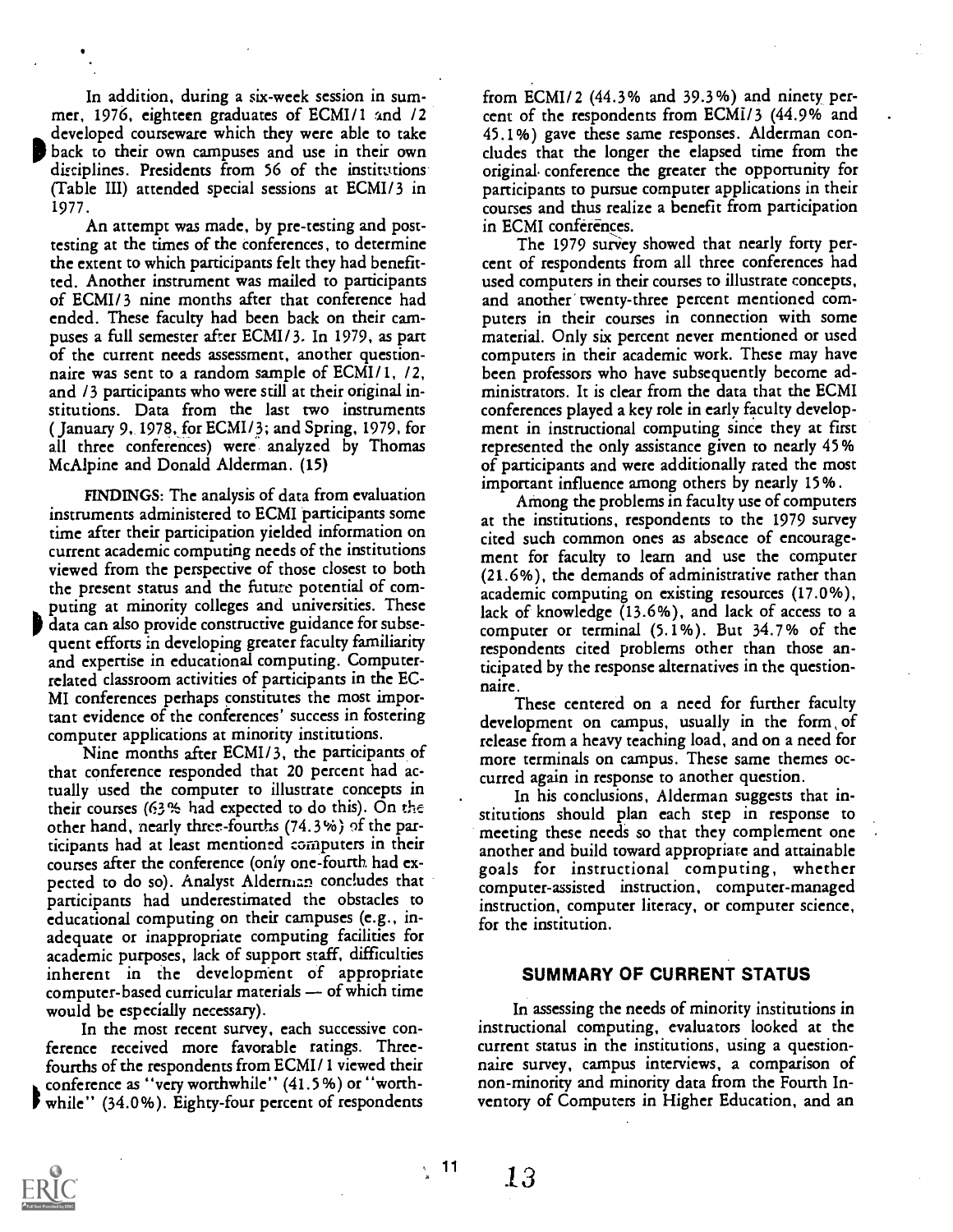In addition, during a six-week session in summer, 1976, eighteen graduates of ECMI/1 and /2 developed courseware which they were able to take back to their own campuses and use in their own disciplines. Presidents from 56 of the institutions (Table III) attended special sessions at ECMI/3 in 1977.

An attempt was made, by pre-testing and post-testing at the times of the conferences, to determine the extent to which participants felt they had benefitted. Another instrument was mailed to participants of ECMI/3 nine months after that conference had ended. These faculty had been back on their campuses a full semester after ECMI/3. In 1979, as part of the current needs assessment, another questionnaire was sent to a random sample of ECMI/1, /2, and /3 participants who were still at their original institutions. Data from the last two instruments (January 9, 1978, for ECMI/3; and Spring, 1979, for all three conferences) were analyzed by Thomas McAlpine and Donald Alderman. (15)

FINDINGS: The analysis of data from evaluation instruments administered to ECMI participants some time after their participation yielded information on current academic computing needs of the institutions viewed from the perspective of those closest to both the present status and the future potential of computing at minority colleges and universities. These data can also provide constructive guidance for subsequent efforts in developing greater faculty familiarity and expertise in educational computing. Computer-related classroom activities of participants in the ECMI conferences perhaps constitutes the most important evidence of the conferences' success in fostering computer applications at minority institutions.

Nine months after ECMI/3, the participants of that conference responded that 20 percent had actually used the computer to illustrate concepts in their courses (63% had expected to do this). On the other hand, nearly three-fourths (74.3%) of the participants had at least mentioned computers in their courses after the conference (only one-fourth had expected to do so). Analyst Alderman concludes that participants had underestimated the obstacles to educational computing on their campuses (e.g., inadequate or inappropriate computing facilities for academic purposes, lack of support staff, difficulties inherent in the development of appropriate computer-based curricular materials — of which time would be especially necessary).

In the most recent survey, each successive conference received more favorable ratings. Three-fourths of the respondents from ECMI/1 viewed their conference as "very worthwhile" (41.5%) or "worthwhile" (34.0%). Eighty-four percent of respondents from ECMI/2 (44.3% and 39.3%) and ninety percent of the respondents from ECMI/3 (44.9% and 45.1%) gave these same responses. Alderman concludes that the longer the elapsed time from the original conference the greater the opportunity for participants to pursue computer applications in their courses and thus realize a benefit from participation in ECMI conferences.

The 1979 survey showed that nearly forty percent of respondents from all three conferences had used computers in their courses to illustrate concepts, and another twenty-three percent mentioned computers in their courses in connection with some material. Only six percent never mentioned or used computers in their academic work. These may have been professors who have subsequently become administrators. It is clear from the data that the ECMI conferences played a key role in early faculty development in instructional computing since they at first represented the only assistance given to nearly 45% of participants and were additionally rated the most important influence among others by nearly 15%.

Among the problems in faculty use of computers at the institutions, respondents to the 1979 survey cited such common ones as absence of encouragement for faculty to learn and use the computer (21.6%), the demands of administrative rather than academic computing on existing resources (17.0%), lack of knowledge (13.6%), and lack of access to a computer or terminal (5.1%). But 34.7% of the respondents cited problems other than those anticipated by the response alternatives in the questionnaire.

These centered on a need for further faculty development on campus, usually in the form of release from a heavy teaching load, and on a need for more terminals on campus. These same themes occurred again in response to another question.

In his conclusions, Alderman suggests that institutions should plan each step in response to meeting these needs so that they complement one another and build toward appropriate and attainable goals for instructional computing, whether computer-assisted instruction, computer-managed instruction, computer literacy, or computer science, for the institution.

## SUMMARY OF CURRENT STATUS

In assessing the needs of minority institutions in instructional computing, evaluators looked at the current status in the institutions, using a questionnaire survey, campus interviews, a comparison of non-minority and minority data from the Fourth Inventory of Computers in Higher Education, and an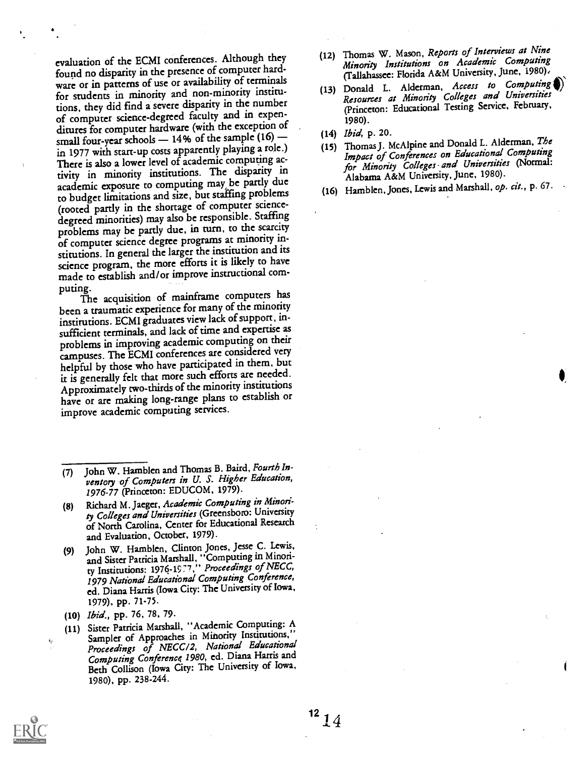evaluation of the ECMI conferences. Although they found no disparity in the presence of computer hardware or in patterns of use or availability of terminals for students in minority and non-minority institutions, they did find a severe disparity in the number of computer science-degreed faculty and in expenditures for computer hardware (with the exception of small four-year schools — 14% of the sample (16) — in 1977 with start-up costs apparently playing a role.) There is also a lower level of academic computing activity in minority institutions. The disparity in academic exposure to computing may be partly due to budget limitations and size, but staffing problems (rooted partly in the shortage of computer science-degreed minorities) may also be responsible. Staffing problems may be partly due, in turn, to the scarcity of computer science degree programs at minority institutions. In general the larger the institution and its science program, the more efforts it is likely to have made to establish and/or improve instructional computing.

The acquisition of mainframe computers has been a traumatic experience for many of the minority institutions. ECMI graduates view lack of support, insufficient terminals, and lack of time and expertise as problems in improving academic computing on their campuses. The ECMI conferences are considered very helpful by those who have participated in them, but it is generally felt that more such efforts are needed. Approximately two-thirds of the minority institutions have or are making long-range plans to establish or improve academic computing services.

---

(7) John W. Hamblen and Thomas B. Baird, *Fourth Inventory of Computers in U. S. Higher Education, 1976-77* (Princeton: EDUCOM, 1979).

(8) Richard M. Jaeger, *Academic Computing in Minority Colleges and Universities* (Greensboro: University of North Carolina, Center for Educational Research and Evaluation, October, 1979).

(9) John W. Hamblen, Clinton Jones, Jesse C. Lewis, and Sister Patricia Marshall, "Computing in Minority Institutions: 1976-1977," *Proceedings of NECC, 1979 National Educational Computing Conference*, ed. Diana Harris (Iowa City: The University of Iowa, 1979), pp. 71-75.

(10) *Ibid.*, pp. 76, 78, 79.

(11) Sister Patricia Marshall, "Academic Computing: A Sampler of Approaches in Minority Institutions," *Proceedings of NECC/2, National Educational Computing Conference 1980*, ed. Diana Harris and Beth Collison (Iowa City: The University of Iowa, 1980), pp. 238-244.

(12) Thomas W. Mason, *Reports of Interviews at Nine Minority Institutions on Academic Computing* (Tallahassee: Florida A&M University, June, 1980).

(13) Donald L. Alderman, *Access to Computing Resources at Minority Colleges and Universities* (Princeton: Educational Testing Service, February, 1980).

(14) *Ibid*, p. 20.

(15) Thomas J. McAlpine and Donald L. Alderman, *The Impact of Conferences on Educational Computing for Minority Colleges and Universities* (Normal: Alabama A&M University, June, 1980).

(16) Hamblen, Jones, Lewis and Marshall, *op. cit.*, p. 67.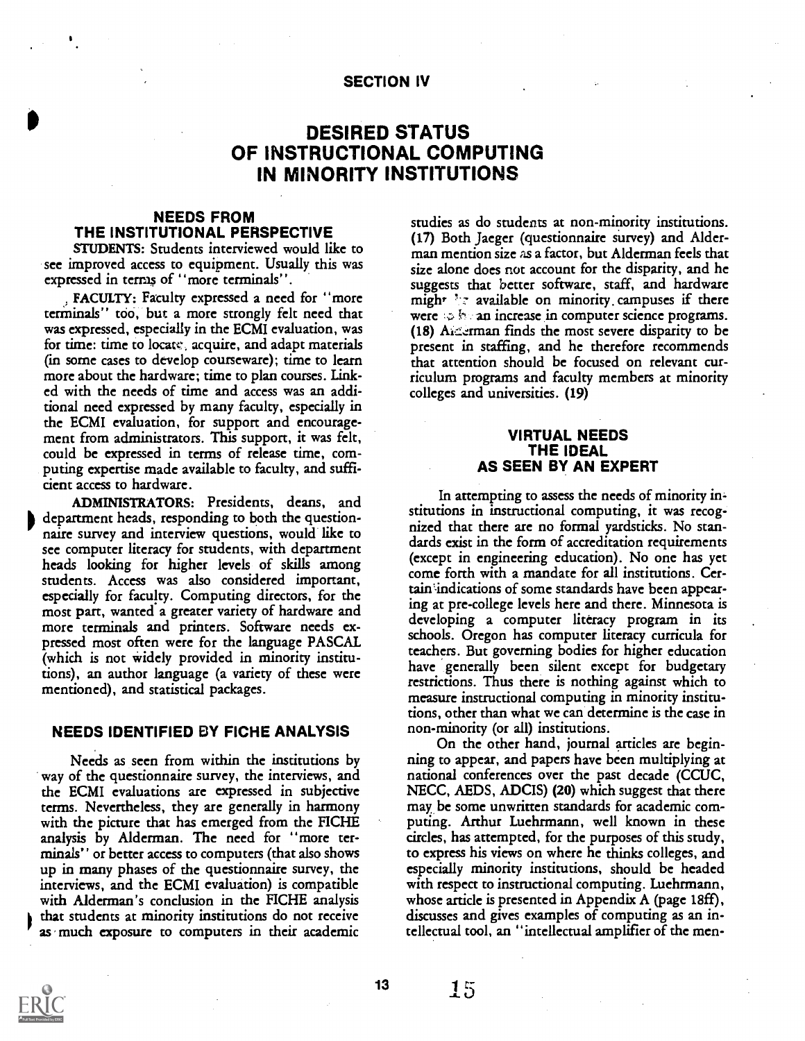## SECTION IV

# DESIRED STATUS OF INSTRUCTIONAL COMPUTING IN MINORITY INSTITUTIONS

### NEEDS FROM THE INSTITUTIONAL PERSPECTIVE

STUDENTS: Students interviewed would like to see improved access to equipment. Usually this was expressed in terms of "more terminals".

FACULTY: Faculty expressed a need for "more terminals" too, but a more strongly felt need that was expressed, especially in the ECMI evaluation, was for time: time to locate, acquire, and adapt materials (in some cases to develop courseware); time to learn more about the hardware; time to plan courses. Linked with the needs of time and access was an additional need expressed by many faculty, especially in the ECMI evaluation, for support and encouragement from administrators. This support, it was felt, could be expressed in terms of release time, computing expertise made available to faculty, and sufficient access to hardware.

ADMINISTRATORS: Presidents, deans, and department heads, responding to both the questionnaire survey and interview questions, would like to see computer literacy for students, with department heads looking for higher levels of skills among students. Access was also considered important, especially for faculty. Computing directors, for the most part, wanted a greater variety of hardware and more terminals and printers. Software needs expressed most often were for the language PASCAL (which is not widely provided in minority institutions), an author language (a variety of these were mentioned), and statistical packages.

### NEEDS IDENTIFIED BY FICHE ANALYSIS

Needs as seen from within the institutions by way of the questionnaire survey, the interviews, and the ECMI evaluations are expressed in subjective terms. Nevertheless, they are generally in harmony with the picture that has emerged from the FICHE analysis by Alderman. The need for "more terminals" or better access to computers (that also shows up in many phases of the questionnaire survey, the interviews, and the ECMI evaluation) is compatible with Alderman's conclusion in the FICHE analysis that students at minority institutions do not receive as much exposure to computers in their academic studies as do students at non-minority institutions. (17) Both Jaeger (questionnaire survey) and Alderman mention size as a factor, but Alderman feels that size alone does not account for the disparity, and he suggests that better software, staff, and hardware might be available on minority campuses if there were to be an increase in computer science programs. (18) Alderman finds the most severe disparity to be present in staffing, and he therefore recommends that attention should be focused on relevant curriculum programs and faculty members at minority colleges and universities. (19)

### VIRTUAL NEEDS THE IDEAL AS SEEN BY AN EXPERT

In attempting to assess the needs of minority institutions in instructional computing, it was recognized that there are no formal yardsticks. No standards exist in the form of accreditation requirements (except in engineering education). No one has yet come forth with a mandate for all institutions. Certain indications of some standards have been appearing at pre-college levels here and there. Minnesota is developing a computer literacy program in its schools. Oregon has computer literacy curricula for teachers. But governing bodies for higher education have generally been silent except for budgetary restrictions. Thus there is nothing against which to measure instructional computing in minority institutions, other than what we can determine is the case in non-minority (or all) institutions.

On the other hand, journal articles are beginning to appear, and papers have been multiplying at national conferences over the past decade (CCUC, NECC, AEDS, ADCIS) (20) which suggest that there may be some unwritten standards for academic computing. Arthur Luehrmann, well known in these circles, has attempted, for the purposes of this study, to express his views on where he thinks colleges, and especially minority institutions, should be headed with respect to instructional computing. Luehrmann, whose article is presented in Appendix A (page 18ff), discusses and gives examples of computing as an intellectual tool, an "intellectual amplifier of the men-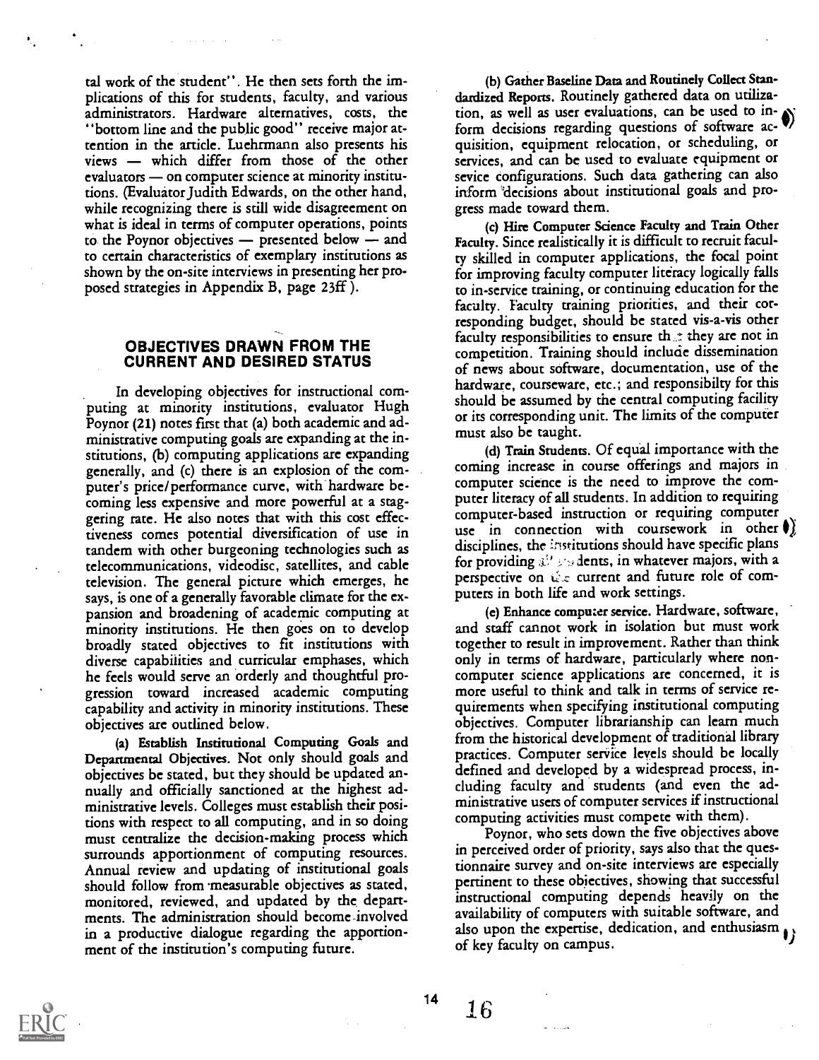tal work of the student". He then sets forth the implications of this for students, faculty, and various administrators. Hardware alternatives, costs, the "bottom line and the public good" receive major attention in the article. Luehrmann also presents his views — which differ from those of the other evaluators — on computer science at minority institutions. (Evaluator Judith Edwards, on the other hand, while recognizing there is still wide disagreement on what is ideal in terms of computer operations, points to the Poynor objectives — presented below — and to certain characteristics of exemplary institutions as shown by the on-site interviews in presenting her proposed strategies in Appendix B, page 23ff ).

## OBJECTIVES DRAWN FROM THE CURRENT AND DESIRED STATUS

In developing objectives for instructional computing at minority institutions, evaluator Hugh Poynor (21) notes first that (a) both academic and administrative computing goals are expanding at the institutions, (b) computing applications are expanding generally, and (c) there is an explosion of the computer's price/performance curve, with hardware becoming less expensive and more powerful at a staggering rate. He also notes that with this cost effectiveness comes potential diversification of use in tandem with other burgeoning technologies such as telecommunications, videodisc, satellites, and cable television. The general picture which emerges, he says, is one of a generally favorable climate for the expansion and broadening of academic computing at minority institutions. He then goes on to develop broadly stated objectives to fit institutions with diverse capabilities and curricular emphases, which he feels would serve an orderly and thoughtful progression toward increased academic computing capability and activity in minority institutions. These objectives are outlined below.

(a) **Establish Institutional Computing Goals and Departmental Objectives.** Not only should goals and objectives be stated, but they should be updated annually and officially sanctioned at the highest administrative levels. Colleges must establish their positions with respect to all computing, and in so doing must centralize the decision-making process which surrounds apportionment of computing resources. Annual review and updating of institutional goals should follow from measurable objectives as stated, monitored, reviewed, and updated by the departments. The administration should become involved in a productive dialogue regarding the apportionment of the institution's computing future.

(b) **Gather Baseline Data and Routinely Collect Standardized Reports.** Routinely gathered data on utilization, as well as user evaluations, can be used to inform decisions regarding questions of software acquisition, equipment relocation, or scheduling, or services, and can be used to evaluate equipment or sevice configurations. Such data gathering can also inform decisions about institutional goals and progress made toward them.

(c) **Hire Computer Science Faculty and Train Other Faculty.** Since realistically it is difficult to recruit faculty skilled in computer applications, the focal point for improving faculty computer literacy logically falls to in-service training, or continuing education for the faculty. Faculty training priorities, and their corresponding budget, should be stated vis-a-vis other faculty responsibilities to ensure that they are not in competition. Training should include dissemination of news about software, documentation, use of the hardware, courseware, etc.; and responsibilty for this should be assumed by the central computing facility or its corresponding unit. The limits of the computer must also be taught.

(d) **Train Students.** Of equal importance with the coming increase in course offerings and majors in computer science is the need to improve the computer literacy of all students. In addition to requiring computer-based instruction or requiring computer use in connection with coursework in other disciplines, the institutions should have specific plans for providing all students, in whatever majors, with a perspective on the current and future role of computers in both life and work settings.

(e) **Enhance computer service.** Hardware, software, and staff cannot work in isolation but must work together to result in improvement. Rather than think only in terms of hardware, particularly where non-computer science applications are concerned, it is more useful to think and talk in terms of service requirements when specifying institutional computing objectives. Computer librarianship can learn much from the historical development of traditional library practices. Computer service levels should be locally defined and developed by a widespread process, including faculty and students (and even the administrative users of computer services if instructional computing activities must compete with them).

Poynor, who sets down the five objectives above in perceived order of priority, says also that the questionnaire survey and on-site interviews are especially pertinent to these objectives, showing that successful instructional computing depends heavily on the availability of computers with suitable software, and also upon the expertise, dedication, and enthusiasm of key faculty on campus.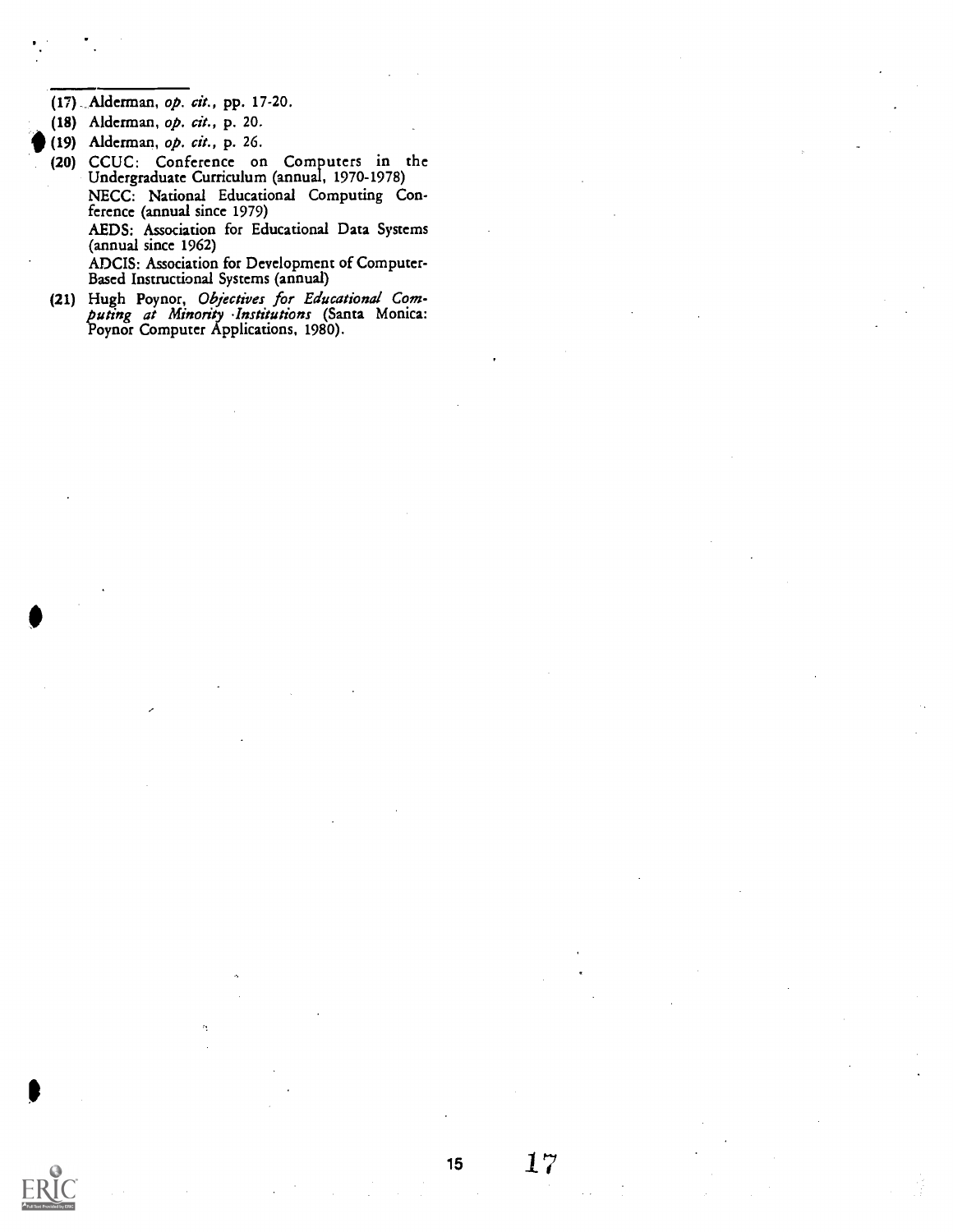(17) Alderman, *op. cit.*, pp. 17-20.

(18) Alderman, *op. cit.*, p. 20.

(19) Alderman, *op. cit.*, p. 26.

(20) CCUC: Conference on Computers in the Undergraduate Curriculum (annual, 1970-1978)

NECC: National Educational Computing Conference (annual since 1979)

AEDS: Association for Educational Data Systems (annual since 1962)

ADCIS: Association for Development of Computer-Based Instructional Systems (annual)

(21) Hugh Poynor, *Objectives for Educational Computing at Minority Institutions* (Santa Monica: Poynor Computer Applications, 1980).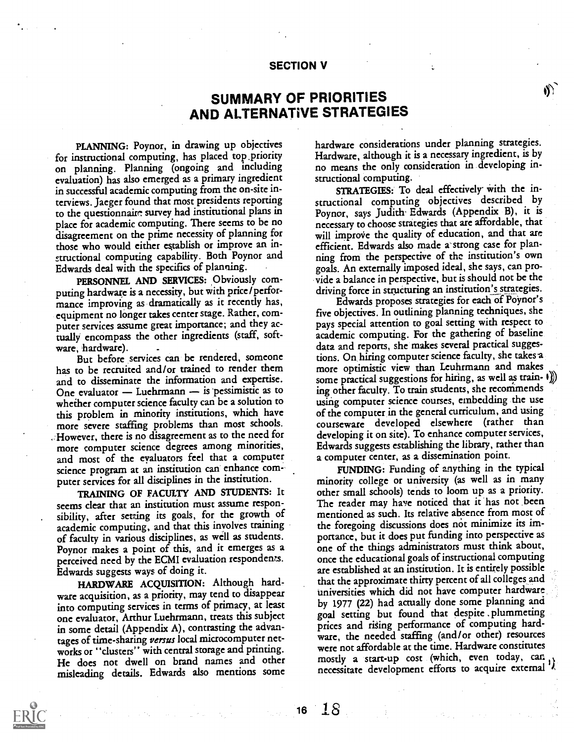## SECTION V

# SUMMARY OF PRIORITIES AND ALTERNATIVE STRATEGIES

**PLANNING:** Poynor, in drawing up objectives for instructional computing, has placed top priority on planning. Planning (ongoing and including evaluation) has also emerged as a primary ingredient in successful academic computing from the on-site interviews. Jaeger found that most presidents reporting to the questionnaire survey had institutional plans in place for academic computing. There seems to be no disagreement on the prime necessity of planning for those who would either establish or improve an instructional computing capability. Both Poynor and Edwards deal with the specifics of planning.

**PERSONNEL AND SERVICES:** Obviously computing hardware is a necessity, but with price/performance improving as dramatically as it recently has, equipment no longer takes center stage. Rather, computer services assume great importance; and they actually encompass the other ingredients (staff, software, hardware).

But before services can be rendered, someone has to be recruited and/or trained to render them and to disseminate the information and expertise. One evaluator — Luehrmann — is pessimistic as to whether computer science faculty can be a solution to this problem in minority institutions, which have more severe staffing problems than most schools. However, there is no disagreement as to the need for more computer science degrees among minorities, and most of the evaluators feel that a computer science program at an institution can enhance computer services for all disciplines in the institution.

**TRAINING OF FACULTY AND STUDENTS:** It seems clear that an institution must assume responsibility, after setting its goals, for the growth of academic computing, and that this involves training of faculty in various disciplines, as well as students. Poynor makes a point of this, and it emerges as a perceived need by the ECMI evaluation respondents. Edwards suggests ways of doing it.

**HARDWARE ACQUISITION:** Although hardware acquisition, as a priority, may tend to disappear into computing services in terms of primacy, at least one evaluator, Arthur Luehrmann, treats this subject in some detail (Appendix A), contrasting the advantages of time-sharing *versus* local microcomputer networks or "clusters" with central storage and printing. He does not dwell on brand names and other misleading details. Edwards also mentions some hardware considerations under planning strategies. Hardware, although it is a necessary ingredient, is by no means the only consideration in developing instructional computing.

**STRATEGIES:** To deal effectively with the instructional computing objectives described by Poynor, says Judith Edwards (Appendix B), it is necessary to choose strategies that are affordable, that will improve the quality of education, and that are efficient. Edwards also made a strong case for planning from the perspective of the institution's own goals. An externally imposed ideal, she says, can provide a balance in perspective, but is should not be the driving force in structuring an institution's strategies.

Edwards proposes strategies for each of Poynor's five objectives. In outlining planning techniques, she pays special attention to goal setting with respect to academic computing. For the gathering of baseline data and reports, she makes several practical suggestions. On hiring computer science faculty, she takes a more optimistic view than Leuhrmann and makes some practical suggestions for hiring, as well as training other faculty. To train students, she recommends using computer science courses, embedding the use of the computer in the general curriculum, and using courseware developed elsewhere (rather than developing it on site). To enhance computer services, Edwards suggests establishing the library, rather than a computer center, as a dissemination point.

**FUNDING:** Funding of anything in the typical minority college or university (as well as in many other small schools) tends to loom up as a priority. The reader may have noticed that it has not been mentioned as such. Its relative absence from most of the foregoing discussions does not minimize its importance, but it does put funding into perspective as one of the things administrators must think about, once the educational goals of instructional computing are established at an institution. It is entirely possible that the approximate thirty percent of all colleges and universities which did not have computer hardware by 1977 (22) had actually done some planning and goal setting but found that despite plummeting prices and rising performance of computing hardware, the needed staffing (and/or other) resources were not affordable at the time. Hardware constitutes mostly a start-up cost (which, even today, can necessitate development efforts to acquire external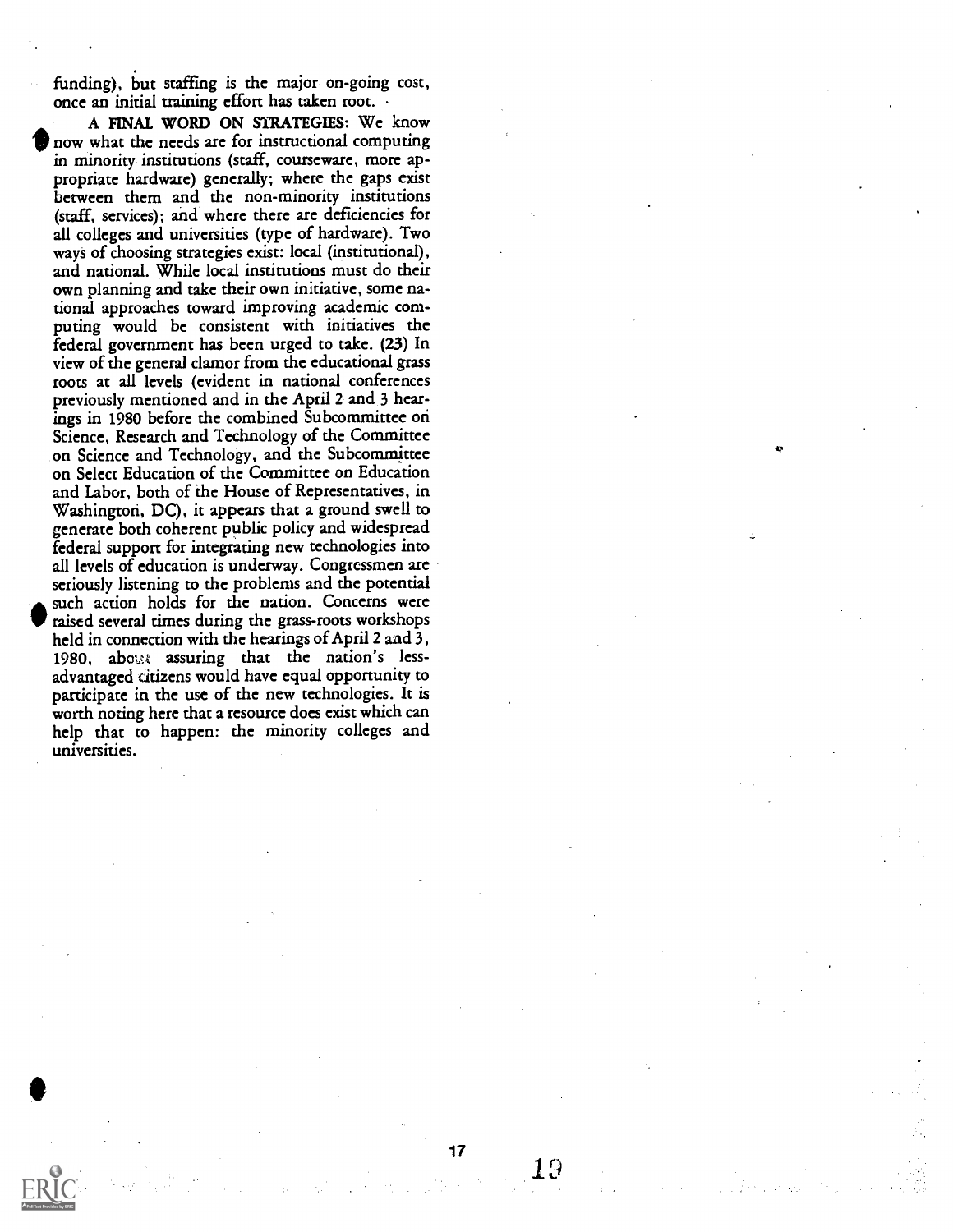funding), but staffing is the major on-going cost, once an initial training effort has taken root.

**A FINAL WORD ON STRATEGIES:** We know now what the needs are for instructional computing in minority institutions (staff, courseware, more appropriate hardware) generally; where the gaps exist between them and the non-minority institutions (staff, services); and where there are deficiencies for all colleges and universities (type of hardware). Two ways of choosing strategies exist: local (institutional), and national. While local institutions must do their own planning and take their own initiative, some national approaches toward improving academic computing would be consistent with initiatives the federal government has been urged to take. (23) In view of the general clamor from the educational grass roots at all levels (evident in national conferences previously mentioned and in the April 2 and 3 hearings in 1980 before the combined Subcommittee on Science, Research and Technology of the Committee on Science and Technology, and the Subcommittee on Select Education of the Committee on Education and Labor, both of the House of Representatives, in Washington, DC), it appears that a ground swell to generate both coherent public policy and widespread federal support for integrating new technologies into all levels of education is underway. Congressmen are seriously listening to the problems and the potential such action holds for the nation. Concerns were raised several times during the grass-roots workshops held in connection with the hearings of April 2 and 3, 1980, about assuring that the nation's less-advantaged citizens would have equal opportunity to participate in the use of the new technologies. It is worth noting here that a resource does exist which can help that to happen: the minority colleges and universities.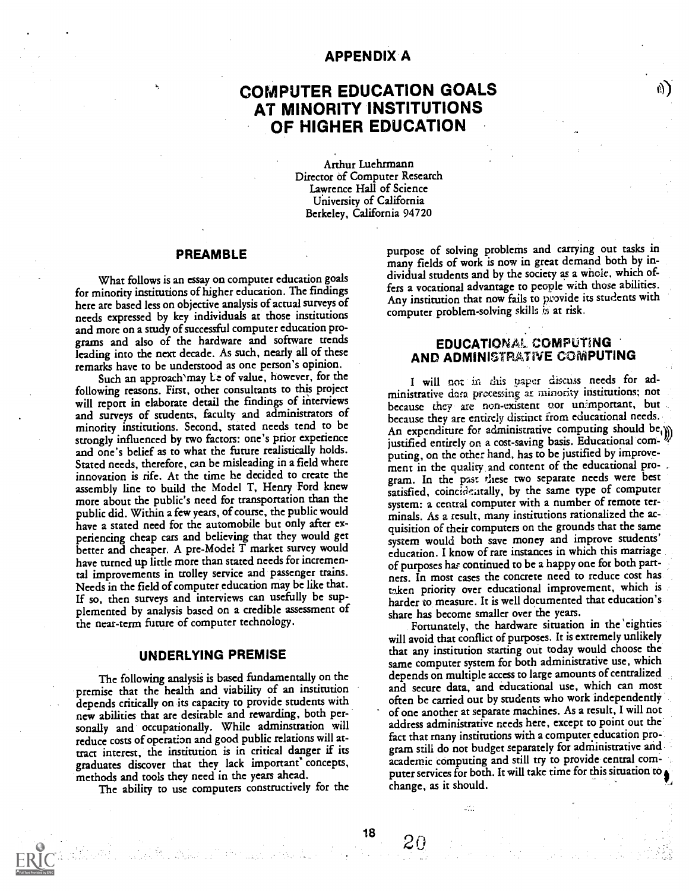# APPENDIX A

# COMPUTER EDUCATION GOALS AT MINORITY INSTITUTIONS OF HIGHER EDUCATION

Arthur Luehrmann
Director of Computer Research
Lawrence Hall of Science
University of California
Berkeley, California 94720

## PREAMBLE

What follows is an essay on computer education goals for minority institutions of higher education. The findings here are based less on objective analysis of actual surveys of needs expressed by key individuals at those institutions and more on a study of successful computer education programs and also of the hardware and software trends leading into the next decade. As such, nearly all of these remarks have to be understood as one person's opinion.

Such an approach may be of value, however, for the following reasons. First, other consultants to this project will report in elaborate detail the findings of interviews and surveys of students, faculty and administrators of minority institutions. Second, stated needs tend to be strongly influenced by two factors: one's prior experience and one's belief as to what the future realistically holds. Stated needs, therefore, can be misleading in a field where innovation is rife. At the time he decided to create the assembly line to build the Model T, Henry Ford knew more about the public's need for transportation than the public did. Within a few years, of course, the public would have a stated need for the automobile but only after experiencing cheap cars and believing that they would get better and cheaper. A pre-Model T market survey would have turned up little more than stated needs for incremental improvements in trolley service and passenger trains. Needs in the field of computer education may be like that. If so, then surveys and interviews can usefully be supplemented by analysis based on a credible assessment of the near-term future of computer technology.

## UNDERLYING PREMISE

The following analysis is based fundamentally on the premise that the health and viability of an institution depends critically on its capacity to provide students with new abilities that are desirable and rewarding, both personally and occupationally. While adminstration will reduce costs of operation and good public relations will attract interest, the institution is in critical danger if its graduates discover that they lack important concepts, methods and tools they need in the years ahead.

The ability to use computers constructively for the purpose of solving problems and carrying out tasks in many fields of work is now in great demand both by individual students and by the society as a whole, which offers a vocational advantage to people with those abilities. Any institution that now fails to provide its students with computer problem-solving skills is at risk.

## EDUCATIONAL COMPUTING AND ADMINISTRATIVE COMPUTING

I will not in this paper discuss needs for administrative data processing at minority institutions; not because they are non-existent nor unimportant, but because they are entirely distinct from educational needs. An expenditure for administrative computing should be justified entirely on a cost-saving basis. Educational computing, on the other hand, has to be justified by improvement in the quality and content of the educational program. In the past these two separate needs were best satisfied, coincidentally, by the same type of computer system: a central computer with a number of remote terminals. As a result, many institutions rationalized the acquisition of their computers on the grounds that the same system would both save money and improve students' education. I know of rare instances in which this marriage of purposes has continued to be a happy one for both partners. In most cases the concrete need to reduce cost has taken priority over educational improvement, which is harder to measure. It is well documented that education's share has become smaller over the years.

Fortunately, the hardware situation in the 'eighties will avoid that conflict of purposes. It is extremely unlikely that any institution starting out today would choose the same computer system for both administrative use, which depends on multiple access to large amounts of centralized and secure data, and educational use, which can most often be carried out by students who work independently of one another at separate machines. As a result, I will not address administrative needs here, except to point out the fact that many institutions with a computer education program still do not budget separately for administrative and academic computing and still try to provide central computer services for both. It will take time for this situation to change, as it should.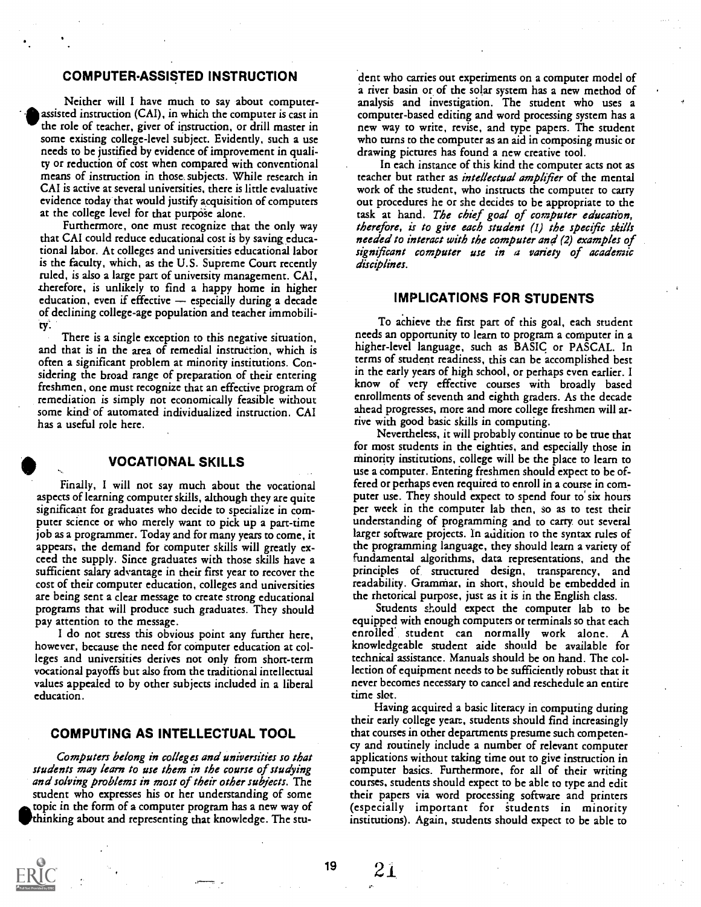## COMPUTER-ASSISTED INSTRUCTION

Neither will I have much to say about computer-assisted instruction (CAI), in which the computer is cast in the role of teacher, giver of instruction, or drill master in some existing college-level subject. Evidently, such a use needs to be justified by evidence of improvement in quality or reduction of cost when compared with conventional means of instruction in those subjects. While research in CAI is active at several universities, there is little evaluative evidence today that would justify acquisition of computers at the college level for that purpose alone.

Furthermore, one must recognize that the only way that CAI could reduce educational cost is by saving educational labor. At colleges and universities educational labor is the faculty, which, as the U.S. Supreme Court recently ruled, is also a large part of university management. CAI, therefore, is unlikely to find a happy home in higher education, even if effective — especially during a decade of declining college-age population and teacher immobility.

There is a single exception to this negative situation, and that is in the area of remedial instruction, which is often a significant problem at minority institutions. Considering the broad range of preparation of their entering freshmen, one must recognize that an effective program of remediation is simply not economically feasible without some kind of automated individualized instruction. CAI has a useful role here.

## VOCATIONAL SKILLS

Finally, I will not say much about the vocational aspects of learning computer skills, although they are quite significant for graduates who decide to specialize in computer science or who merely want to pick up a part-time job as a programmer. Today and for many years to come, it appears, the demand for computer skills will greatly exceed the supply. Since graduates with those skills have a sufficient salary advantage in their first year to recover the cost of their computer education, colleges and universities are being sent a clear message to create strong educational programs that will produce such graduates. They should pay attention to the message.

I do not stress this obvious point any further here, however, because the need for computer education at colleges and universities derives not only from short-term vocational payoffs but also from the traditional intellectual values appealed to by other subjects included in a liberal education.

## COMPUTING AS INTELLECTUAL TOOL

*Computers belong in colleges and universities so that students may learn to use them in the course of studying and solving problems in most of their other subjects.* The student who expresses his or her understanding of some topic in the form of a computer program has a new way of thinking about and representing that knowledge. The student who carries out experiments on a computer model of a river basin or of the solar system has a new method of analysis and investigation. The student who uses a computer-based editing and word processing system has a new way to write, revise, and type papers. The student who turns to the computer as an aid in composing music or drawing pictures has found a new creative tool.

In each instance of this kind the computer acts not as teacher but rather as *intellectual amplifier* of the mental work of the student, who instructs the computer to carry out procedures he or she decides to be appropriate to the task at hand. *The chief goal of computer education, therefore, is to give each student (1) the specific skills needed to interact with the computer and (2) examples of significant computer use in a variety of academic disciplines.*

## IMPLICATIONS FOR STUDENTS

To achieve the first part of this goal, each student needs an opportunity to learn to program a computer in a higher-level language, such as BASIC or PASCAL. In terms of student readiness, this can be accomplished best in the early years of high school, or perhaps even earlier. I know of very effective courses with broadly based enrollments of seventh and eighth graders. As the decade ahead progresses, more and more college freshmen will arrive with good basic skills in computing.

Nevertheless, it will probably continue to be true that for most students in the eighties, and especially those in minority institutions, college will be the place to learn to use a computer. Entering freshmen should expect to be offered or perhaps even required to enroll in a course in computer use. They should expect to spend four to six hours per week in the computer lab then, so as to test their understanding of programming and to carry out several larger software projects. In addition to the syntax rules of the programming language, they should learn a variety of fundamental algorithms, data representations, and the principles of structured design, transparency, and readability. Grammar, in short, should be embedded in the rhetorical purpose, just as it is in the English class.

Students should expect the computer lab to be equipped with enough computers or terminals so that each enrolled student can normally work alone. A knowledgeable student aide should be available for technical assistance. Manuals should be on hand. The collection of equipment needs to be sufficiently robust that it never becomes necessary to cancel and reschedule an entire time slot.

Having acquired a basic literacy in computing during their early college years, students should find increasingly that courses in other departments presume such competency and routinely include a number of relevant computer applications without taking time out to give instruction in computer basics. Furthermore, for all of their writing courses, students should expect to be able to type and edit their papers via word processing software and printers (especially important for students in minority institutions). Again, students should expect to be able to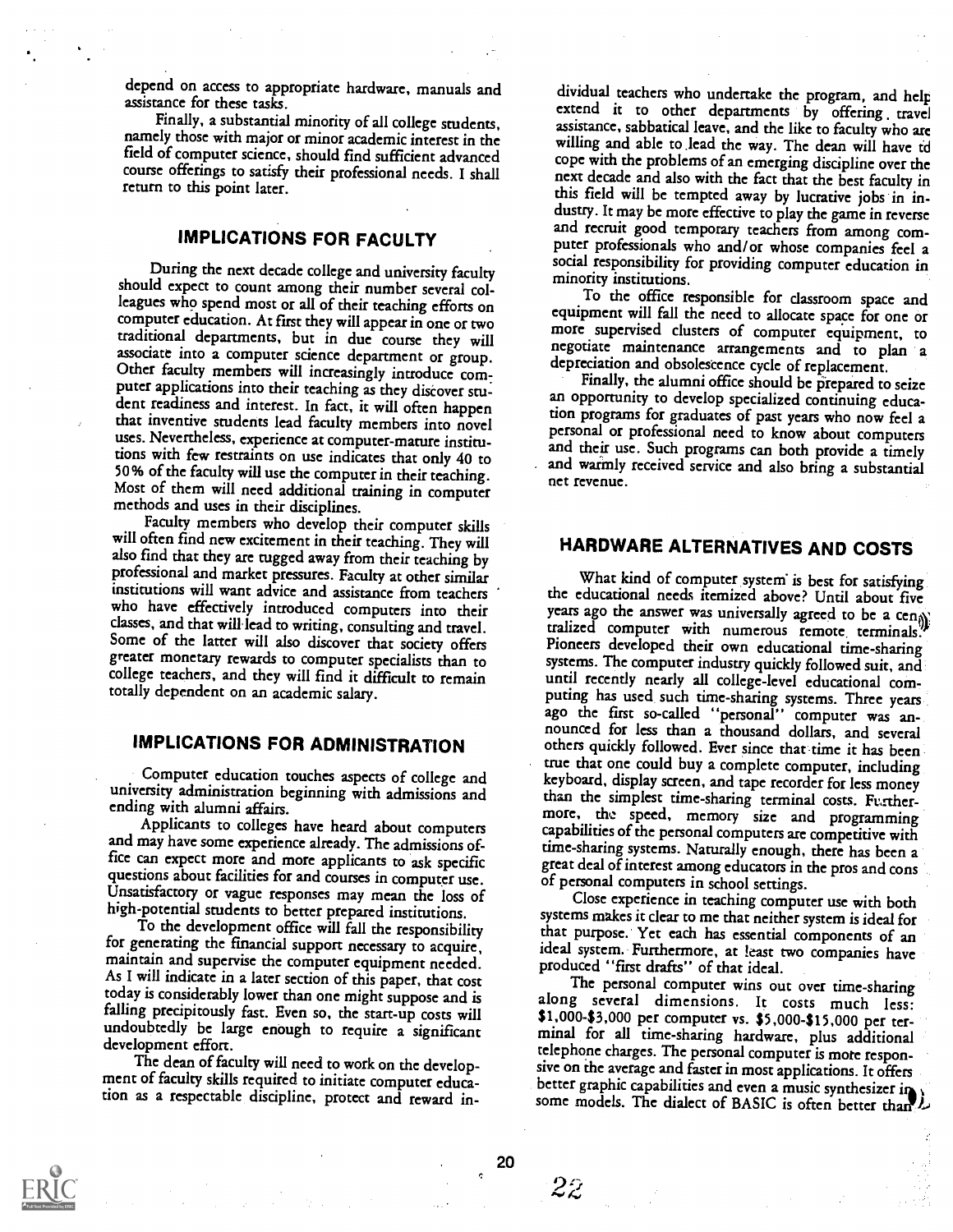depend on access to appropriate hardware, manuals and assistance for these tasks.

Finally, a substantial minority of all college students, namely those with major or minor academic interest in the field of computer science, should find sufficient advanced course offerings to satisfy their professional needs. I shall return to this point later.

## IMPLICATIONS FOR FACULTY

During the next decade college and university faculty should expect to count among their number several colleagues who spend most or all of their teaching efforts on computer education. At first they will appear in one or two traditional departments, but in due course they will associate into a computer science department or group. Other faculty members will increasingly introduce computer applications into their teaching as they discover student readiness and interest. In fact, it will often happen that inventive students lead faculty members into novel uses. Nevertheless, experience at computer-mature institutions with few restraints on use indicates that only 40 to 50% of the faculty will use the computer in their teaching. Most of them will need additional training in computer methods and uses in their disciplines.

Faculty members who develop their computer skills will often find new excitement in their teaching. They will also find that they are tugged away from their teaching by professional and market pressures. Faculty at other similar institutions will want advice and assistance from teachers who have effectively introduced computers into their classes, and that will lead to writing, consulting and travel. Some of the latter will also discover that society offers greater monetary rewards to computer specialists than to college teachers, and they will find it difficult to remain totally dependent on an academic salary.

## IMPLICATIONS FOR ADMINISTRATION

Computer education touches aspects of college and university administration beginning with admissions and ending with alumni affairs.

Applicants to colleges have heard about computers and may have some experience already. The admissions office can expect more and more applicants to ask specific questions about facilities for and courses in computer use. Unsatisfactory or vague responses may mean the loss of high-potential students to better prepared institutions.

To the development office will fall the responsibility for generating the financial support necessary to acquire, maintain and supervise the computer equipment needed. As I will indicate in a later section of this paper, that cost today is considerably lower than one might suppose and is falling precipitously fast. Even so, the start-up costs will undoubtedly be large enough to require a significant development effort.

The dean of faculty will need to work on the development of faculty skills required to initiate computer education as a respectable discipline, protect and reward individual teachers who undertake the program, and help extend it to other departments by offering travel assistance, sabbatical leave, and the like to faculty who are willing and able to lead the way. The dean will have to cope with the problems of an emerging discipline over the next decade and also with the fact that the best faculty in this field will be tempted away by lucrative jobs in industry. It may be more effective to play the game in reverse and recruit good temporary teachers from among computer professionals who and/or whose companies feel a social responsibility for providing computer education in minority institutions.

To the office responsible for classroom space and equipment will fall the need to allocate space for one or more supervised clusters of computer equipment, to negotiate maintenance arrangements and to plan a depreciation and obsolescence cycle of replacement.

Finally, the alumni office should be prepared to seize an opportunity to develop specialized continuing education programs for graduates of past years who now feel a personal or professional need to know about computers and their use. Such programs can both provide a timely and warmly received service and also bring a substantial net revenue.

## HARDWARE ALTERNATIVES AND COSTS

What kind of computer system is best for satisfying the educational needs itemized above? Until about five years ago the answer was universally agreed to be a centralized computer with numerous remote terminals. Pioneers developed their own educational time-sharing systems. The computer industry quickly followed suit, and until recently nearly all college-level educational computing has used such time-sharing systems. Three years ago the first so-called "personal" computer was announced for less than a thousand dollars, and several others quickly followed. Ever since that time it has been true that one could buy a complete computer, including keyboard, display screen, and tape recorder for less money than the simplest time-sharing terminal costs. Furthermore, the speed, memory size and programming capabilities of the personal computers are competitive with time-sharing systems. Naturally enough, there has been a great deal of interest among educators in the pros and cons of personal computers in school settings.

Close experience in teaching computer use with both systems makes it clear to me that neither system is ideal for that purpose. Yet each has essential components of an ideal system. Furthermore, at least two companies have produced "first drafts" of that ideal.

The personal computer wins out over time-sharing along several dimensions. It costs much less: $1,000-$3,000 per computer vs. $5,000-$15,000 per terminal for all time-sharing hardware, plus additional telephone charges. The personal computer is more responsive on the average and faster in most applications. It offers better graphic capabilities and even a music synthesizer in some models. The dialect of BASIC is often better than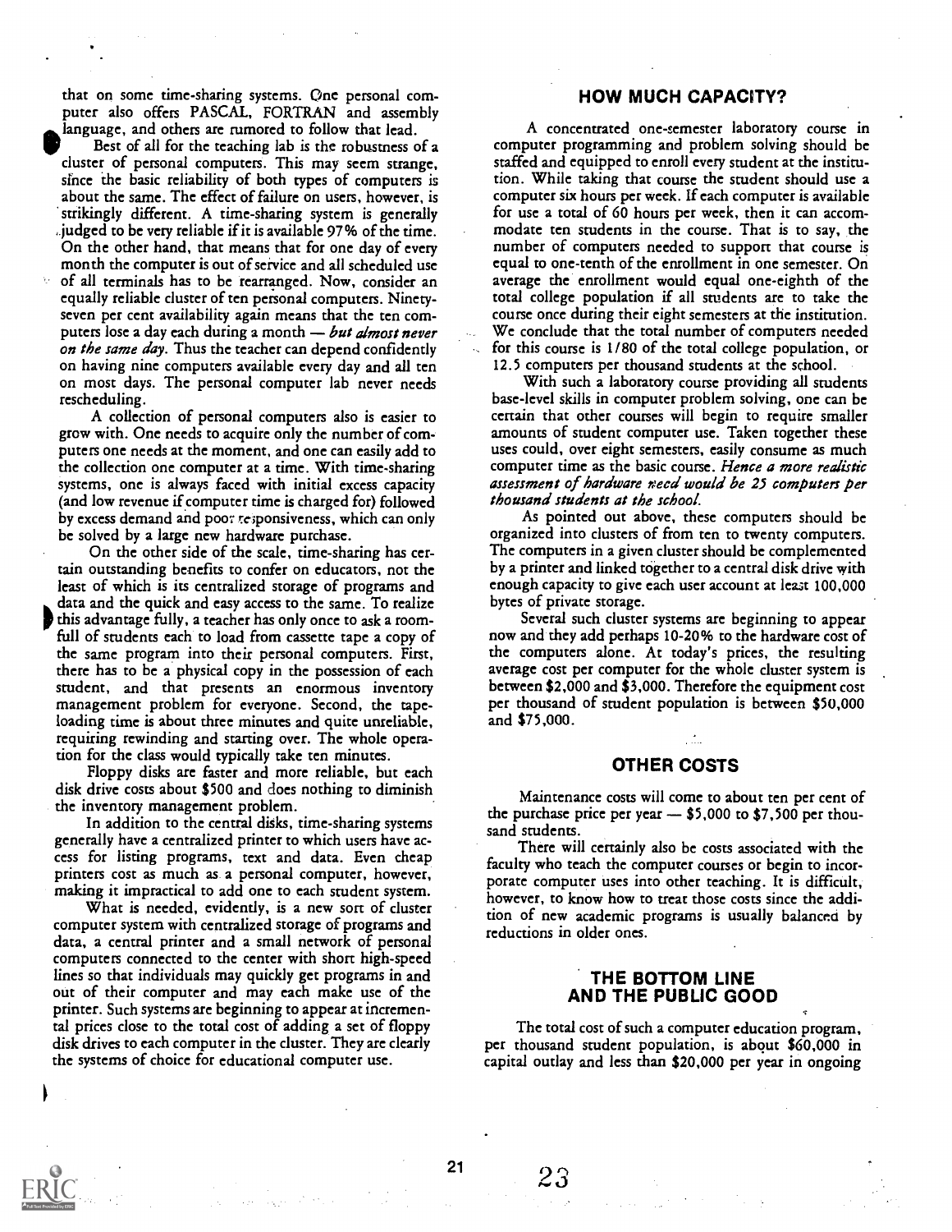that on some time-sharing systems. One personal computer also offers PASCAL, FORTRAN and assembly language, and others are rumored to follow that lead.

Best of all for the teaching lab is the robustness of a cluster of personal computers. This may seem strange, since the basic reliability of both types of computers is about the same. The effect of failure on users, however, is strikingly different. A time-sharing system is generally judged to be very reliable if it is available 97% of the time. On the other hand, that means that for one day of every month the computer is out of service and all scheduled use of all terminals has to be rearranged. Now, consider an equally reliable cluster of ten personal computers. Ninety-seven per cent availability again means that the ten computers lose a day each during a month — *but almost never on the same day*. Thus the teacher can depend confidently on having nine computers available every day and all ten on most days. The personal computer lab never needs rescheduling.

A collection of personal computers also is easier to grow with. One needs to acquire only the number of computers one needs at the moment, and one can easily add to the collection one computer at a time. With time-sharing systems, one is always faced with initial excess capacity (and low revenue if computer time is charged for) followed by excess demand and poor responsiveness, which can only be solved by a large new hardware purchase.

On the other side of the scale, time-sharing has certain outstanding benefits to confer on educators, not the least of which is its centralized storage of programs and data and the quick and easy access to the same. To realize this advantage fully, a teacher has only once to ask a roomfull of students each to load from cassette tape a copy of the same program into their personal computers. First, there has to be a physical copy in the possession of each student, and that presents an enormous inventory management problem for everyone. Second, the tape-loading time is about three minutes and quite unreliable, requiring rewinding and starting over. The whole operation for the class would typically take ten minutes.

Floppy disks are faster and more reliable, but each disk drive costs about $500 and does nothing to diminish the inventory management problem.

In addition to the central disks, time-sharing systems generally have a centralized printer to which users have access for listing programs, text and data. Even cheap printers cost as much as a personal computer, however, making it impractical to add one to each student system.

What is needed, evidently, is a new sort of cluster computer system with centralized storage of programs and data, a central printer and a small network of personal computers connected to the center with short high-speed lines so that individuals may quickly get programs in and out of their computer and may each make use of the printer. Such systems are beginning to appear at incremental prices close to the total cost of adding a set of floppy disk drives to each computer in the cluster. They are clearly the systems of choice for educational computer use.

## HOW MUCH CAPACITY?

A concentrated one-semester laboratory course in computer programming and problem solving should be staffed and equipped to enroll every student at the institution. While taking that course the student should use a computer six hours per week. If each computer is available for use a total of 60 hours per week, then it can accommodate ten students in the course. That is to say, the number of computers needed to support that course is equal to one-tenth of the enrollment in one semester. On average the enrollment would equal one-eighth of the total college population if all students are to take the course once during their eight semesters at the institution. We conclude that the total number of computers needed for this course is 1/80 of the total college population, or 12.5 computers per thousand students at the school.

With such a laboratory course providing all students base-level skills in computer problem solving, one can be certain that other courses will begin to require smaller amounts of student computer use. Taken together these uses could, over eight semesters, easily consume as much computer time as the basic course. *Hence a more realistic assessment of hardware need would be 25 computers per thousand students at the school.*

As pointed out above, these computers should be organized into clusters of from ten to twenty computers. The computers in a given cluster should be complemented by a printer and linked together to a central disk drive with enough capacity to give each user account at least 100,000 bytes of private storage.

Several such cluster systems are beginning to appear now and they add perhaps 10-20% to the hardware cost of the computers alone. At today's prices, the resulting average cost per computer for the whole cluster system is between $2,000 and $3,000. Therefore the equipment cost per thousand of student population is between $50,000 and $75,000.

## OTHER COSTS

Maintenance costs will come to about ten per cent of the purchase price per year — $5,000 to $7,500 per thousand students.

There will certainly also be costs associated with the faculty who teach the computer courses or begin to incorporate computer uses into other teaching. It is difficult, however, to know how to treat those costs since the addition of new academic programs is usually balanced by reductions in older ones.

## THE BOTTOM LINE AND THE PUBLIC GOOD

The total cost of such a computer education program, per thousand student population, is about $60,000 in capital outlay and less than $20,000 per year in ongoing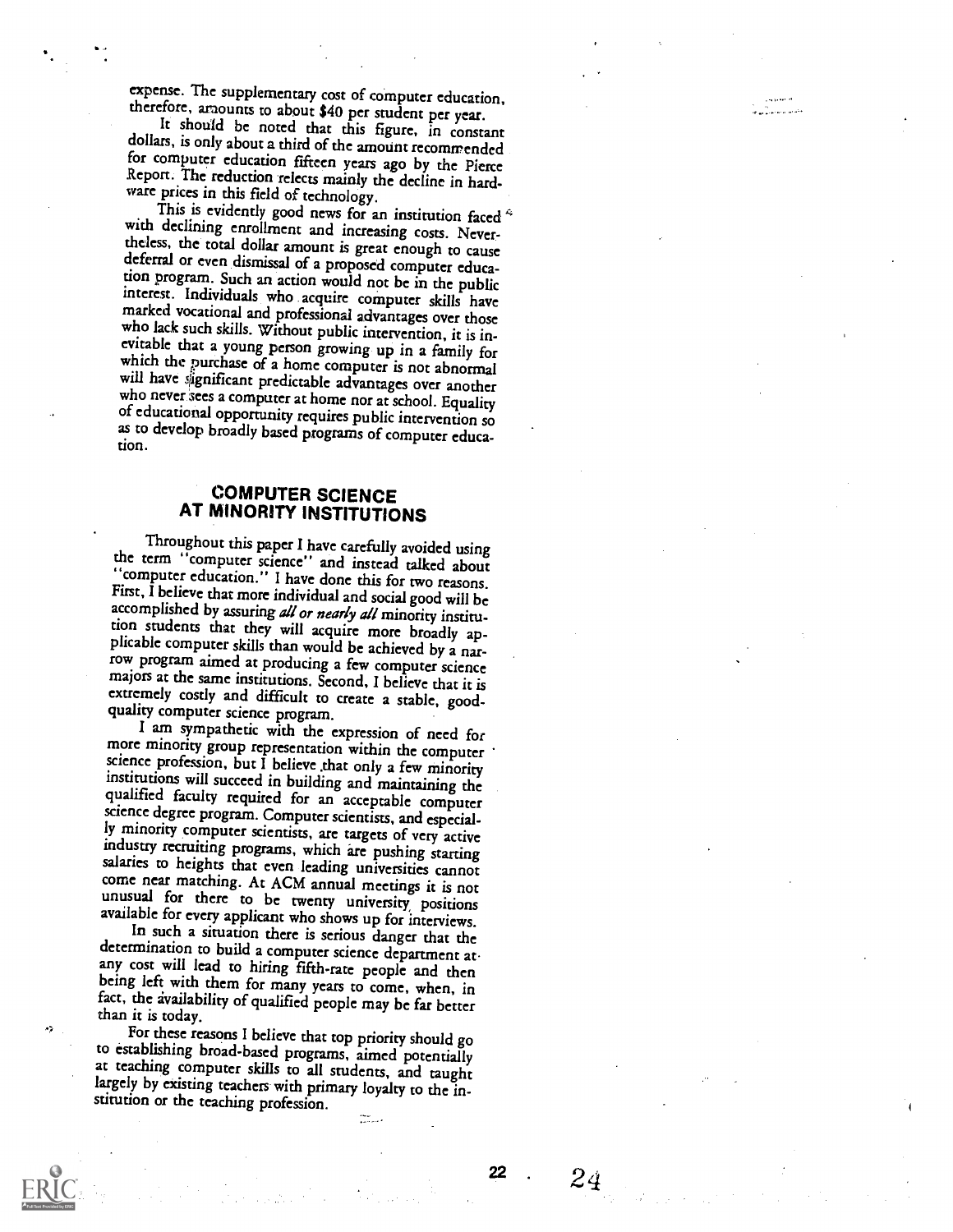expense. The supplementary cost of computer education, therefore, amounts to about $40 per student per year.

It should be noted that this figure, in constant dollars, is only about a third of the amount recommended for computer education fifteen years ago by the Pierce Report. The reduction relects mainly the decline in hardware prices in this field of technology.

This is evidently good news for an institution faced with declining enrollment and increasing costs. Nevertheless, the total dollar amount is great enough to cause deferral or even dismissal of a proposed computer education program. Such an action would not be in the public interest. Individuals who acquire computer skills have marked vocational and professional advantages over those who lack such skills. Without public intervention, it is inevitable that a young person growing up in a family for which the purchase of a home computer is not abnormal will have significant predictable advantages over another who never sees a computer at home nor at school. Equality of educational opportunity requires public intervention so as to develop broadly based programs of computer education.

## COMPUTER SCIENCE AT MINORITY INSTITUTIONS

Throughout this paper I have carefully avoided using the term "computer science" and instead talked about "computer education." I have done this for two reasons. First, I believe that more individual and social good will be accomplished by assuring *all or nearly all* minority institution students that they will acquire more broadly applicable computer skills than would be achieved by a narrow program aimed at producing a few computer science majors at the same institutions. Second, I believe that it is extremely costly and difficult to create a stable, good-quality computer science program.

I am sympathetic with the expression of need for more minority group representation within the computer science profession, but I believe that only a few minority institutions will succeed in building and maintaining the qualified faculty required for an acceptable computer science degree program. Computer scientists, and especially minority computer scientists, are targets of very active industry recruiting programs, which are pushing starting salaries to heights that even leading universities cannot come near matching. At ACM annual meetings it is not unusual for there to be twenty university positions available for every applicant who shows up for interviews.

In such a situation there is serious danger that the determination to build a computer science department at any cost will lead to hiring fifth-rate people and then being left with them for many years to come, when, in fact, the availability of qualified people may be far better than it is today.

For these reasons I believe that top priority should go to establishing broad-based programs, aimed potentially at teaching computer skills to all students, and taught largely by existing teachers with primary loyalty to the institution or the teaching profession.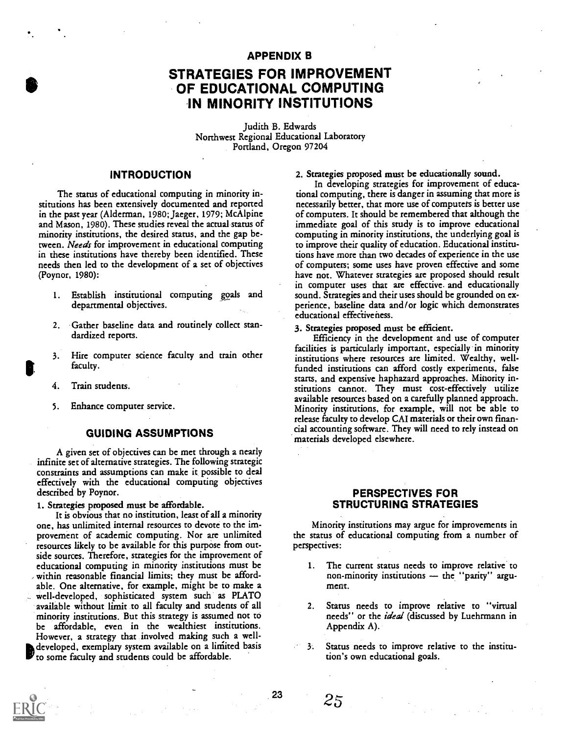## APPENDIX B

# STRATEGIES FOR IMPROVEMENT OF EDUCATIONAL COMPUTING IN MINORITY INSTITUTIONS

Judith B. Edwards
Northwest Regional Educational Laboratory
Portland, Oregon 97204

## INTRODUCTION

The status of educational computing in minority institutions has been extensively documented and reported in the past year (Alderman, 1980; Jaeger, 1979; McAlpine and Mason, 1980). These studies reveal the actual status of minority institutions, the desired status, and the gap between. *Needs* for improvement in educational computing in these institutions have thereby been identified. These needs then led to the development of a set of objectives (Poynor, 1980):

1. Establish institutional computing goals and departmental objectives.
2. Gather baseline data and routinely collect standardized reports.
3. Hire computer science faculty and train other faculty.
4. Train students.
5. Enhance computer service.

## GUIDING ASSUMPTIONS

A given set of objectives can be met through a nearly infinite set of alternative strategies. The following strategic constraints and assumptions can make it possible to deal effectively with the educational computing objectives described by Poynor.

1. Strategies proposed must be affordable.

It is obvious that no institution, least of all a minority one, has unlimited internal resources to devote to the improvement of academic computing. Nor are unlimited resources likely to be available for this purpose from outside sources. Therefore, strategies for the improvement of educational computing in minority institutions must be within reasonable financial limits; they must be affordable. One alternative, for example, might be to make a well-developed, sophisticated system such as PLATO available without limit to all faculty and students of all minority institutions. But this strategy is assumed not to be affordable, even in the wealthiest institutions. However, a strategy that involved making such a well-developed, exemplary system available on a limited basis to some faculty and students could be affordable.

2. Strategies proposed must be educationally sound.

In developing strategies for improvement of educational computing, there is danger in assuming that more is necessarily better, that more use of computers is better use of computers. It should be remembered that although the immediate goal of this study is to improve educational computing in minority institutions, the underlying goal is to improve their quality of education. Educational institutions have more than two decades of experience in the use of computers; some uses have proven effective and some have not. Whatever strategies are proposed should result in computer uses that are effective and educationally sound. Strategies and their uses should be grounded on experience, baseline data and/or logic which demonstrates educational effectiveness.

3. Strategies proposed must be efficient.

Efficiency in the development and use of computer facilities is particularly important, especially in minority institutions where resources are limited. Wealthy, well-funded institutions can afford costly experiments, false starts, and expensive haphazard approaches. Minority institutions cannot. They must cost-effectively utilize available resources based on a carefully planned approach. Minority institutions, for example, will not be able to release faculty to develop CAI materials or their own financial accounting software. They will need to rely instead on materials developed elsewhere.

## PERSPECTIVES FOR STRUCTURING STRATEGIES

Minority institutions may argue for improvements in the status of educational computing from a number of perspectives:

1. The current status needs to improve relative to non-minority institutions — the "parity" argument.
2. Status needs to improve relative to "virtual needs" or the *ideal* (discussed by Luehrmann in Appendix A).
3. Status needs to improve relative to the institution's own educational goals.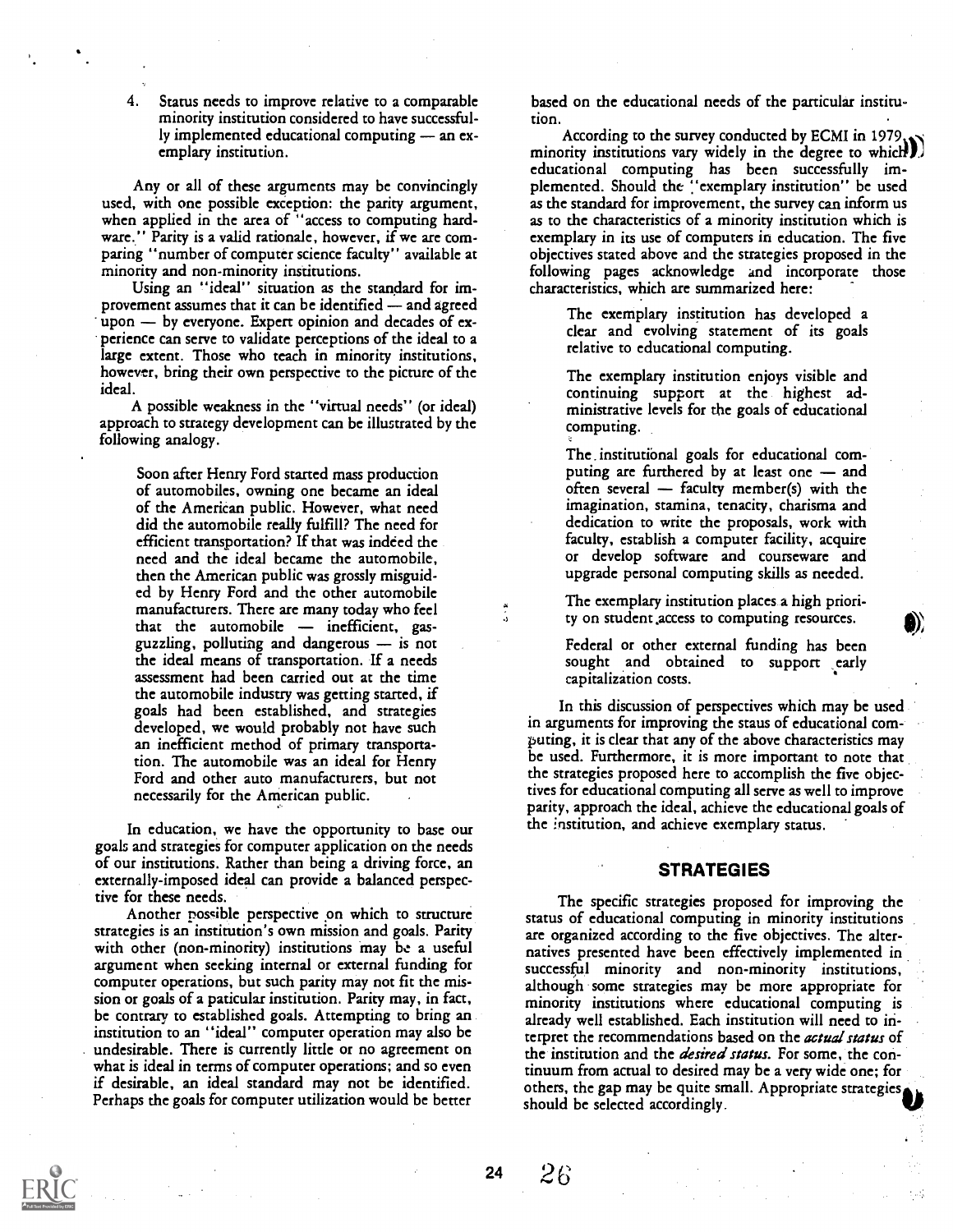4. Status needs to improve relative to a comparable minority institution considered to have successfully implemented educational computing — an exemplary institution.

Any or all of these arguments may be convincingly used, with one possible exception: the parity argument, when applied in the area of "access to computing hardware." Parity is a valid rationale, however, if we are comparing "number of computer science faculty" available at minority and non-minority institutions.

Using an "ideal" situation as the standard for improvement assumes that it can be identified — and agreed upon — by everyone. Expert opinion and decades of experience can serve to validate perceptions of the ideal to a large extent. Those who teach in minority institutions, however, bring their own perspective to the picture of the ideal.

A possible weakness in the "virtual needs" (or ideal) approach to strategy development can be illustrated by the following analogy.

> Soon after Henry Ford started mass production of automobiles, owning one became an ideal of the American public. However, what need did the automobile really fulfill? The need for efficient transportation? If that was indeed the need and the ideal became the automobile, then the American public was grossly misguided by Henry Ford and the other automobile manufacturers. There are many today who feel that the automobile — inefficient, gas-guzzling, polluting and dangerous — is not the ideal means of transportation. If a needs assessment had been carried out at the time the automobile industry was getting started, if goals had been established, and strategies developed, we would probably not have such an inefficient method of primary transportation. The automobile was an ideal for Henry Ford and other auto manufacturers, but not necessarily for the American public.

In education, we have the opportunity to base our goals and strategies for computer application on the needs of our institutions. Rather than being a driving force, an externally-imposed ideal can provide a balanced perspective for these needs.

Another possible perspective on which to structure strategies is an institution's own mission and goals. Parity with other (non-minority) institutions may be a useful argument when seeking internal or external funding for computer operations, but such parity may not fit the mission or goals of a paticular institution. Parity may, in fact, be contrary to established goals. Attempting to bring an institution to an "ideal" computer operation may also be undesirable. There is currently little or no agreement on what is ideal in terms of computer operations; and so even if desirable, an ideal standard may not be identified. Perhaps the goals for computer utilization would be better based on the educational needs of the particular institution.

According to the survey conducted by ECMI in 1979, minority institutions vary widely in the degree to which educational computing has been successfully implemented. Should the "exemplary institution" be used as the standard for improvement, the survey can inform us as to the characteristics of a minority institution which is exemplary in its use of computers in education. The five objectives stated above and the strategies proposed in the following pages acknowledge and incorporate those characteristics, which are summarized here:

> The exemplary institution has developed a clear and evolving statement of its goals relative to educational computing.
>
> The exemplary institution enjoys visible and continuing support at the highest administrative levels for the goals of educational computing.
>
> The institutional goals for educational computing are furthered by at least one — and often several — faculty member(s) with the imagination, stamina, tenacity, charisma and dedication to write the proposals, work with faculty, establish a computer facility, acquire or develop software and courseware and upgrade personal computing skills as needed.
>
> The exemplary institution places a high priority on student access to computing resources.
>
> Federal or other external funding has been sought and obtained to support early capitalization costs.

In this discussion of perspectives which may be used in arguments for improving the staus of educational computing, it is clear that any of the above characteristics may be used. Furthermore, it is more important to note that the strategies proposed here to accomplish the five objectives for educational computing all serve as well to improve parity, approach the ideal, achieve the educational goals of the institution, and achieve exemplary status.

## STRATEGIES

The specific strategies proposed for improving the status of educational computing in minority institutions are organized according to the five objectives. The alternatives presented have been effectively implemented in successful minority and non-minority institutions, although some strategies may be more appropriate for minority institutions where educational computing is already well established. Each institution will need to interpret the recommendations based on the *actual status* of the institution and the *desired status*. For some, the continuum from actual to desired may be a very wide one; for others, the gap may be quite small. Appropriate strategies should be selected accordingly.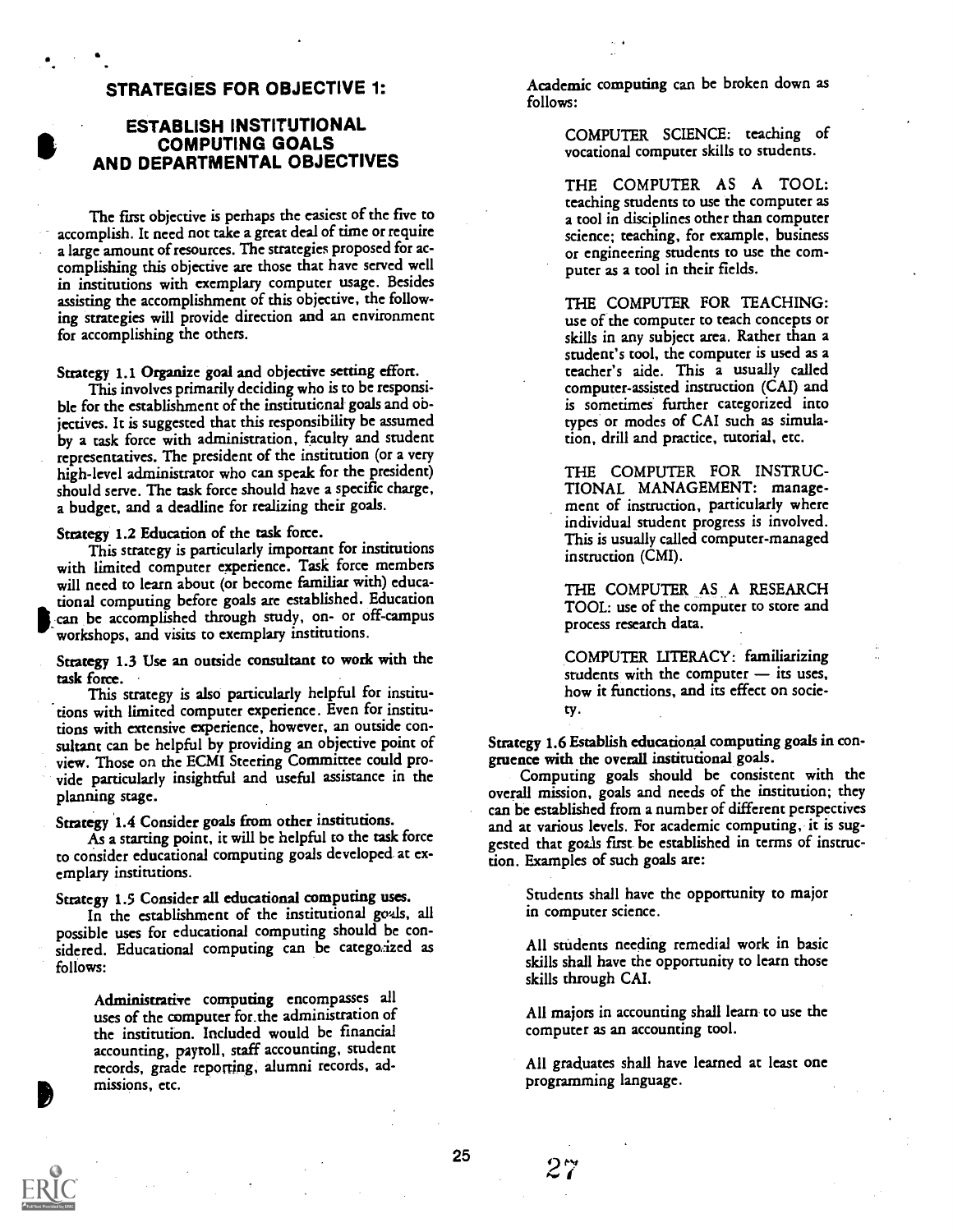## STRATEGIES FOR OBJECTIVE 1:

### ESTABLISH INSTITUTIONAL COMPUTING GOALS AND DEPARTMENTAL OBJECTIVES

The first objective is perhaps the easiest of the five to accomplish. It need not take a great deal of time or require a large amount of resources. The strategies proposed for accomplishing this objective are those that have served well in institutions with exemplary computer usage. Besides assisting the accomplishment of this objective, the following strategies will provide direction and an environment for accomplishing the others.

**Strategy 1.1 Organize goal and objective setting effort.**

This involves primarily deciding who is to be responsible for the establishment of the institutional goals and objectives. It is suggested that this responsibility be assumed by a task force with administration, faculty and student representatives. The president of the institution (or a very high-level administrator who can speak for the president) should serve. The task force should have a specific charge, a budget, and a deadline for realizing their goals.

**Strategy 1.2 Education of the task force.**

This strategy is particularly important for institutions with limited computer experience. Task force members will need to learn about (or become familiar with) educational computing before goals are established. Education can be accomplished through study, on- or off-campus workshops, and visits to exemplary institutions.

**Strategy 1.3 Use an outside consultant to work with the task force.**

This strategy is also particularly helpful for institutions with limited computer experience. Even for institutions with extensive experience, however, an outside consultant can be helpful by providing an objective point of view. Those on the ECMI Steering Committee could provide particularly insightful and useful assistance in the planning stage.

**Strategy 1.4 Consider goals from other institutions.**

As a starting point, it will be helpful to the task force to consider educational computing goals developed at exemplary institutions.

**Strategy 1.5 Consider all educational computing uses.**

In the establishment of the institutional goals, all possible uses for educational computing should be considered. Educational computing can be categorized as follows:

> Administrative computing encompasses all uses of the computer for the administration of the institution. Included would be financial accounting, payroll, staff accounting, student records, grade reporting, alumni records, admissions, etc.

Academic computing can be broken down as follows:

> COMPUTER SCIENCE: teaching of vocational computer skills to students.
>
> THE COMPUTER AS A TOOL: teaching students to use the computer as a tool in disciplines other than computer science; teaching, for example, business or engineering students to use the computer as a tool in their fields.
>
> THE COMPUTER FOR TEACHING: use of the computer to teach concepts or skills in any subject area. Rather than a student's tool, the computer is used as a teacher's aide. This a usually called computer-assisted instruction (CAI) and is sometimes further categorized into types or modes of CAI such as simulation, drill and practice, tutorial, etc.
>
> THE COMPUTER FOR INSTRUCTIONAL MANAGEMENT: management of instruction, particularly where individual student progress is involved. This is usually called computer-managed instruction (CMI).
>
> THE COMPUTER AS A RESEARCH TOOL: use of the computer to store and process research data.
>
> COMPUTER LITERACY: familiarizing students with the computer — its uses, how it functions, and its effect on society.

**Strategy 1.6 Establish educational computing goals in congruence with the overall institutional goals.**

Computing goals should be consistent with the overall mission, goals and needs of the institution; they can be established from a number of different perspectives and at various levels. For academic computing, it is suggested that goals first be established in terms of instruction. Examples of such goals are:

> Students shall have the opportunity to major in computer science.
>
> All students needing remedial work in basic skills shall have the opportunity to learn those skills through CAI.
>
> All majors in accounting shall learn to use the computer as an accounting tool.
>
> All graduates shall have learned at least one programming language.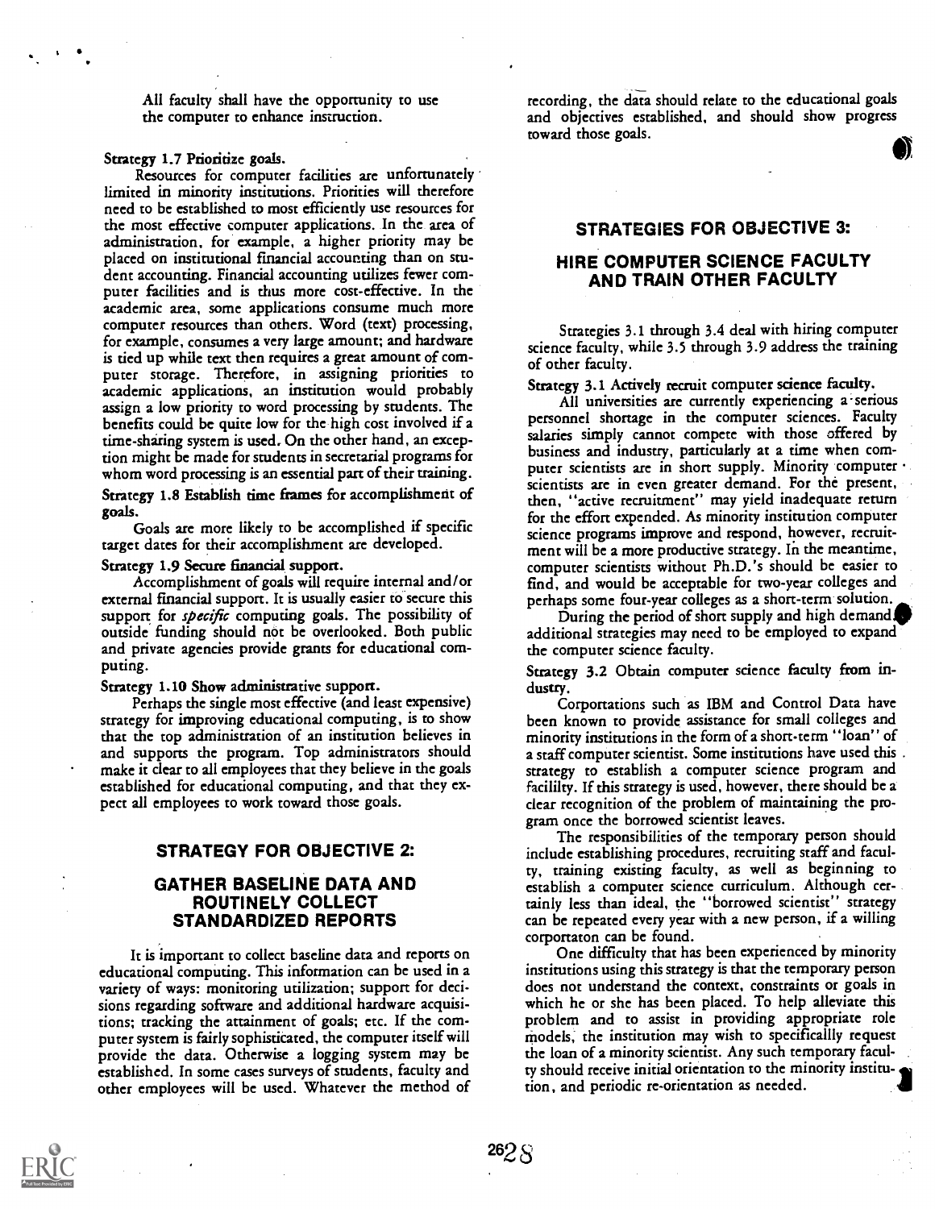All faculty shall have the opportunity to use the computer to enhance instruction.

**Strategy 1.7 Prioritize goals.**

Resources for computer facilities are unfortunately limited in minority institutions. Priorities will therefore need to be established to most efficiently use resources for the most effective computer applications. In the area of administration, for example, a higher priority may be placed on institutional financial accounting than on student accounting. Financial accounting utilizes fewer computer facilities and is thus more cost-effective. In the academic area, some applications consume much more computer resources than others. Word (text) processing, for example, consumes a very large amount; and hardware is tied up while text then requires a great amount of computer storage. Therefore, in assigning priorities to academic applications, an institution would probably assign a low priority to word processing by students. The benefits could be quite low for the high cost involved if a time-sharing system is used. On the other hand, an exception might be made for students in secretarial programs for whom word processing is an essential part of their training.

**Strategy 1.8 Establish time frames for accomplishment of goals.**

Goals are more likely to be accomplished if specific target dates for their accomplishment are developed.

**Strategy 1.9 Secure financial support.**

Accomplishment of goals will require internal and/or external financial support. It is usually easier to secure this support for *specific* computing goals. The possibility of outside funding should not be overlooked. Both public and private agencies provide grants for educational computing.

**Strategy 1.10 Show administrative support.**

Perhaps the single most effective (and least expensive) strategy for improving educational computing, is to show that the top administration of an institution believes in and supports the program. Top administrators should make it clear to all employees that they believe in the goals established for educational computing, and that they expect all employees to work toward those goals.

## STRATEGY FOR OBJECTIVE 2:

## GATHER BASELINE DATA AND ROUTINELY COLLECT STANDARDIZED REPORTS

It is important to collect baseline data and reports on educational computing. This information can be used in a variety of ways: monitoring utilization; support for decisions regarding software and additional hardware acquisitions; tracking the attainment of goals; etc. If the computer system is fairly sophisticated, the computer itself will provide the data. Otherwise a logging system may be established. In some cases surveys of students, faculty and other employees will be used. Whatever the method of recording, the data should relate to the educational goals and objectives established, and should show progress toward those goals.

## STRATEGIES FOR OBJECTIVE 3:

## HIRE COMPUTER SCIENCE FACULTY AND TRAIN OTHER FACULTY

Strategies 3.1 through 3.4 deal with hiring computer science faculty, while 3.5 through 3.9 address the training of other faculty.

**Strategy 3.1 Actively recruit computer science faculty.**

All universities are currently experiencing a serious personnel shortage in the computer sciences. Faculty salaries simply cannot compete with those offered by business and industry, particularly at a time when computer scientists are in short supply. Minority computer scientists are in even greater demand. For the present, then, "active recruitment" may yield inadequate return for the effort expended. As minority institution computer science programs improve and respond, however, recruitment will be a more productive strategy. In the meantime, computer scientists without Ph.D.'s should be easier to find, and would be acceptable for two-year colleges and perhaps some four-year colleges as a short-term solution.

During the period of short supply and high demand, additional strategies may need to be employed to expand the computer science faculty.

**Strategy 3.2 Obtain computer science faculty from industry.**

Corportations such as IBM and Control Data have been known to provide assistance for small colleges and minority institutions in the form of a short-term "loan" of a staff computer scientist. Some institutions have used this strategy to establish a computer science program and facililty. If this strategy is used, however, there should be a clear recognition of the problem of maintaining the program once the borrowed scientist leaves.

The responsibilities of the temporary person should include establishing procedures, recruiting staff and faculty, training existing faculty, as well as beginning to establish a computer science curriculum. Although certainly less than ideal, the "borrowed scientist" strategy can be repeated every year with a new person, if a willing corportaton can be found.

One difficulty that has been experienced by minority institutions using this strategy is that the temporary person does not understand the context, constraints or goals in which he or she has been placed. To help alleviate this problem and to assist in providing appropriate role models, the institution may wish to specificallly request the loan of a minority scientist. Any such temporary faculty should receive initial orientation to the minority institution, and periodic re-orientation as needed.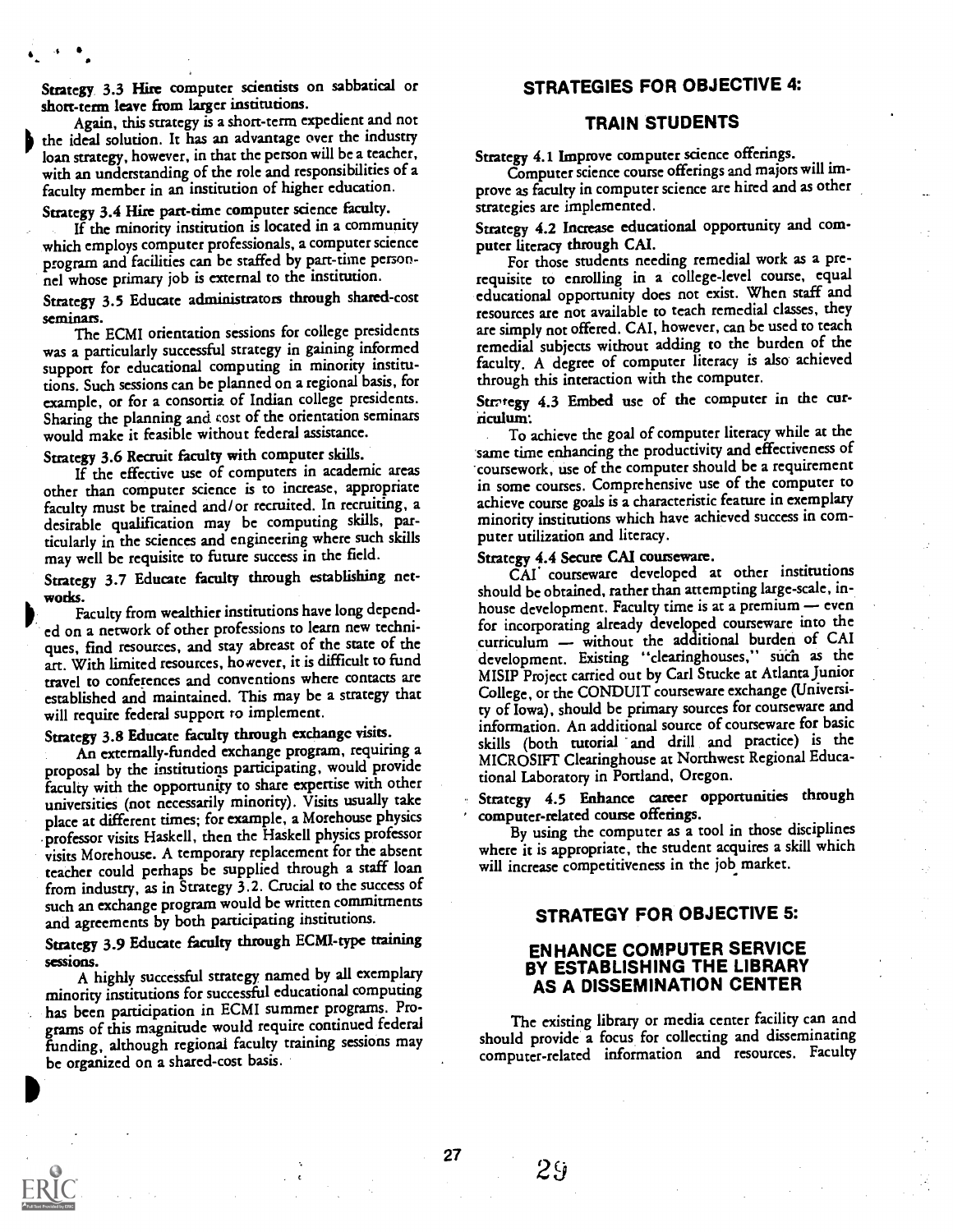**Strategy 3.3 Hire computer scientists on sabbatical or short-term leave from larger institutions.**

Again, this strategy is a short-term expedient and not the ideal solution. It has an advantage over the industry loan strategy, however, in that the person will be a teacher, with an understanding of the role and responsibilities of a faculty member in an institution of higher education.

**Strategy 3.4 Hire part-time computer science faculty.**

If the minority institution is located in a community which employs computer professionals, a computer science program and facilities can be staffed by part-time personnel whose primary job is external to the institution.

**Strategy 3.5 Educate administrators through shared-cost seminars.**

The ECMI orientation sessions for college presidents was a particularly successful strategy in gaining informed support for educational computing in minority institutions. Such sessions can be planned on a regional basis, for example, or for a consortia of Indian college presidents. Sharing the planning and cost of the orientation seminars would make it feasible without federal assistance.

**Strategy 3.6 Recruit faculty with computer skills.**

If the effective use of computers in academic areas other than computer science is to increase, appropriate faculty must be trained and/or recruited. In recruiting, a desirable qualification may be computing skills, particularly in the sciences and engineering where such skills may well be requisite to future success in the field.

**Strategy 3.7 Educate faculty through establishing networks.**

Faculty from wealthier institutions have long depended on a network of other professions to learn new techniques, find resources, and stay abreast of the state of the art. With limited resources, however, it is difficult to fund travel to conferences and conventions where contacts are established and maintained. This may be a strategy that will require federal support to implement.

**Strategy 3.8 Educate faculty through exchange visits.**

An externally-funded exchange program, requiring a proposal by the institutions participating, would provide faculty with the opportunity to share expertise with other universities (not necessarily minority). Visits usually take place at different times; for example, a Morehouse physics professor visits Haskell, then the Haskell physics professor visits Morehouse. A temporary replacement for the absent teacher could perhaps be supplied through a staff loan from industry, as in Strategy 3.2. Crucial to the success of such an exchange program would be written commitments and agreements by both participating institutions.

**Strategy 3.9 Educate faculty through ECMI-type training sessions.**

A highly successful strategy named by all exemplary minority institutions for successful educational computing has been participation in ECMI summer programs. Programs of this magnitude would require continued federal funding, although regional faculty training sessions may be organized on a shared-cost basis.

## STRATEGIES FOR OBJECTIVE 4:

## TRAIN STUDENTS

**Strategy 4.1 Improve computer science offerings.**

Computer science course offerings and majors will improve as faculty in computer science are hired and as other strategies are implemented.

**Strategy 4.2 Increase educational opportunity and computer literacy through CAI.**

For those students needing remedial work as a prerequisite to enrolling in a college-level course, equal educational opportunity does not exist. When staff and resources are not available to teach remedial classes, they are simply not offered. CAI, however, can be used to teach remedial subjects without adding to the burden of the faculty. A degree of computer literacy is also achieved through this interaction with the computer.

**Strategy 4.3 Embed use of the computer in the curriculum.**

To achieve the goal of computer literacy while at the same time enhancing the productivity and effectiveness of coursework, use of the computer should be a requirement in some courses. Comprehensive use of the computer to achieve course goals is a characteristic feature in exemplary minority institutions which have achieved success in computer utilization and literacy.

**Strategy 4.4 Secure CAI courseware.**

CAI courseware developed at other institutions should be obtained, rather than attempting large-scale, in-house development. Faculty time is at a premium — even for incorporating already developed courseware into the curriculum — without the additional burden of CAI development. Existing "clearinghouses," such as the MISIP Project carried out by Carl Stucke at Atlanta Junior College, or the CONDUIT courseware exchange (University of Iowa), should be primary sources for courseware and information. An additional source of courseware for basic skills (both tutorial and drill and practice) is the MICROSIFT Clearinghouse at Northwest Regional Educational Laboratory in Portland, Oregon.

**Strategy 4.5 Enhance career opportunities through computer-related course offerings.**

By using the computer as a tool in those disciplines where it is appropriate, the student acquires a skill which will increase competitiveness in the job market.

## STRATEGY FOR OBJECTIVE 5:

## ENHANCE COMPUTER SERVICE BY ESTABLISHING THE LIBRARY AS A DISSEMINATION CENTER

The existing library or media center facility can and should provide a focus for collecting and disseminating computer-related information and resources. Faculty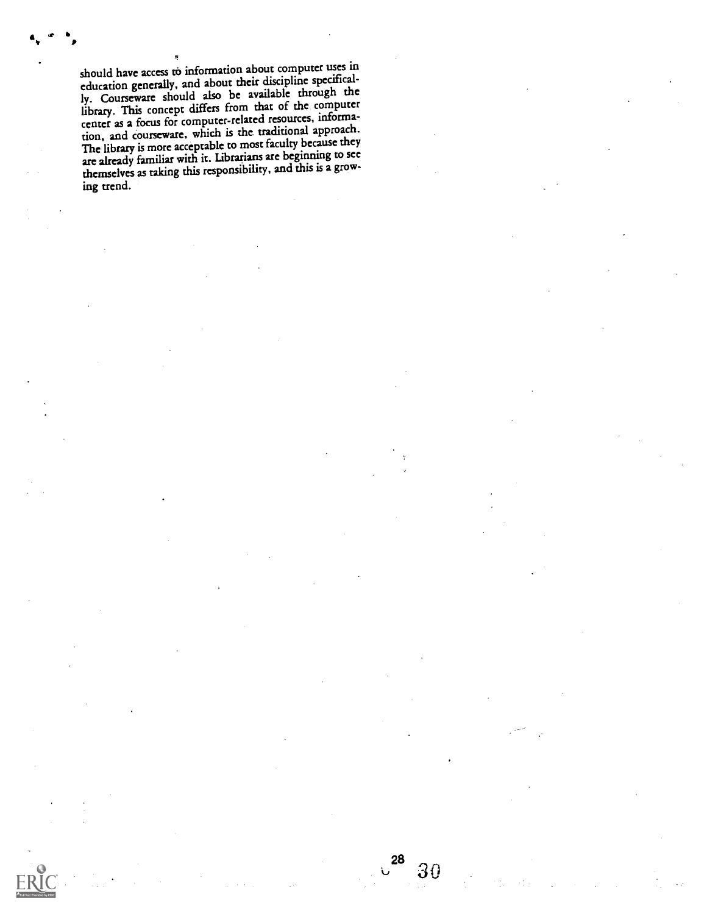should have access to information about computer uses in education generally, and about their discipline specifically. Courseware should also be available through the library. This concept differs from that of the computer center as a focus for computer-related resources, information, and courseware, which is the traditional approach. The library is more acceptable to most faculty because they are already familiar with it. Librarians are beginning to see themselves as taking this responsibility, and this is a growing trend.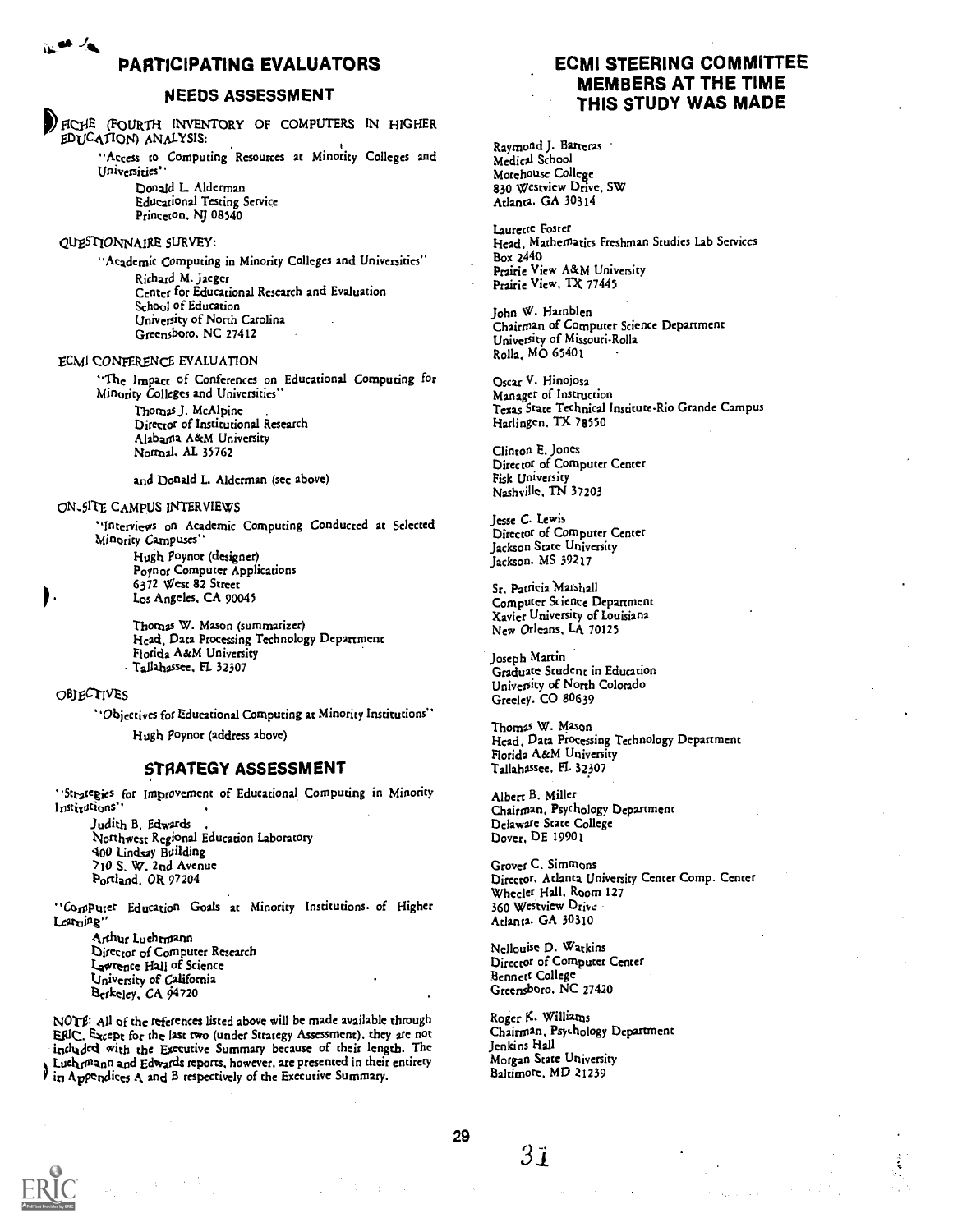## PARTICIPATING EVALUATORS

### NEEDS ASSESSMENT

FICHE (FOURTH INVENTORY OF COMPUTERS IN HIGHER EDUCATION) ANALYSIS:

"Access to Computing Resources at Minority Colleges and Universities"

Donald L. Alderman
Educational Testing Service
Princeton, NJ 08540

QUESTIONNAIRE SURVEY:

"Academic Computing in Minority Colleges and Universities"

Richard M. Jaeger
Center for Educational Research and Evaluation
School of Education
University of North Carolina
Greensboro, NC 27412

ECMI CONFERENCE EVALUATION

"The Impact of Conferences on Educational Computing for Minority Colleges and Universities"

Thomas J. McAlpine
Director of Institutional Research
Alabama A&M University
Normal, AL 35762

and Donald L. Alderman (see above)

ON-SITE CAMPUS INTERVIEWS

"Interviews on Academic Computing Conducted at Selected Minority Campuses"

Hugh Poynor (designer)
Poynor Computer Applications
6372 West 82 Street
Los Angeles, CA 90045

Thomas W. Mason (summarizer)
Head, Data Processing Technology Department
Florida A&M University
Tallahassee, FL 32307

OBJECTIVES

"Objectives for Educational Computing at Minority Institutions"

Hugh Poynor (address above)

### STRATEGY ASSESSMENT

"Strategies for Improvement of Educational Computing in Minority Institutions"

Judith B. Edwards
Northwest Regional Education Laboratory
400 Lindsay Building
710 S. W. 2nd Avenue
Portland, OR 97204

"Computer Education Goals at Minority Institutions of Higher Learning"

Arthur Luehrmann
Director of Computer Research
Lawrence Hall of Science
University of California
Berkeley, CA 94720

NOTE: All of the references listed above will be made available through ERIC. Except for the last two (under Strategy Assessment), they are not included with the Executive Summary because of their length. The Luehrmann and Edwards reports, however, are presented in their entirety in Appendices A and B respectively of the Executive Summary.

## ECMI STEERING COMMITTEE MEMBERS AT THE TIME THIS STUDY WAS MADE

Raymond J. Barreras
Medical School
Morehouse College
830 Westview Drive, SW
Atlanta, GA 30314

Laurette Foster
Head, Mathematics Freshman Studies Lab Services
Box 2440
Prairie View A&M University
Prairie View, TX 77445

John W. Hamblen
Chairman of Computer Science Department
University of Missouri-Rolla
Rolla, MO 65401

Oscar V. Hinojosa
Manager of Instruction
Texas State Technical Institute-Rio Grande Campus
Harlingen, TX 78550

Clinton E. Jones
Director of Computer Center
Fisk University
Nashville, TN 37203

Jesse C. Lewis
Director of Computer Center
Jackson State University
Jackson, MS 39217

Sr. Patricia Marshall
Computer Science Department
Xavier University of Louisiana
New Orleans, LA 70125

Joseph Martin
Graduate Student in Education
University of North Colorado
Greeley, CO 80639

Thomas W. Mason
Head, Data Processing Technology Department
Florida A&M University
Tallahassee, FL 32307

Albert B. Miller
Chairman, Psychology Department
Delaware State College
Dover, DE 19901

Grover C. Simmons
Director, Atlanta University Center Comp. Center
Wheeler Hall, Room 127
360 Westview Drive
Atlanta, GA 30310

Nellouise D. Watkins
Director of Computer Center
Bennett College
Greensboro, NC 27420

Roger K. Williams
Chairman, Psychology Department
Jenkins Hall
Morgan State University
Baltimore, MD 21239